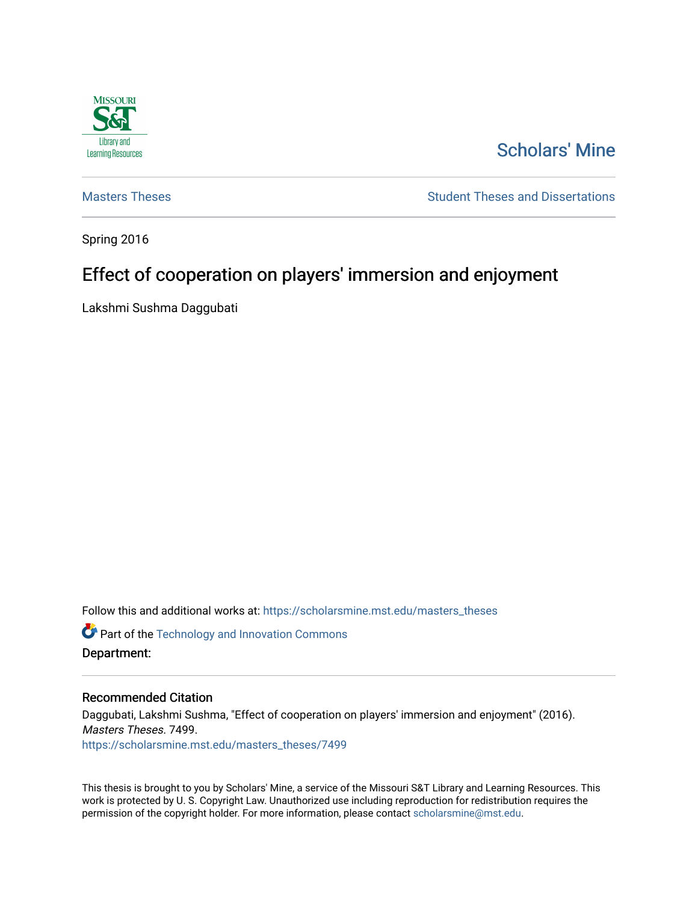Scholars' Mine

Masters Theses

Student Theses and Dissertations

Spring 2016

# Effect of cooperation on players' immersion and enjoyment

Lakshmi Sushma Daggubati

Follow this and additional works at: https://scholarsmine.mst.edu/masters_theses

Part of the Technology and Innovation Commons

**Department:**

## Recommended Citation

Daggubati, Lakshmi Sushma, "Effect of cooperation on players' immersion and enjoyment" (2016). *Masters Theses*. 7499.
https://scholarsmine.mst.edu/masters_theses/7499

This thesis is brought to you by Scholars' Mine, a service of the Missouri S&T Library and Learning Resources. This work is protected by U. S. Copyright Law. Unauthorized use including reproduction for redistribution requires the permission of the copyright holder. For more information, please contact scholarsmine@mst.edu.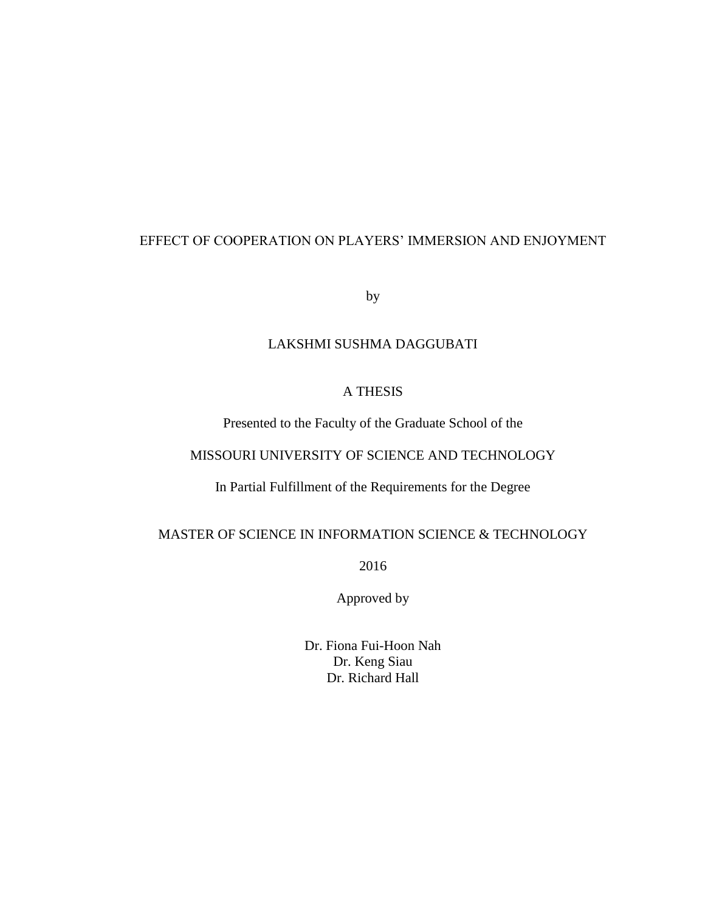EFFECT OF COOPERATION ON PLAYERS' IMMERSION AND ENJOYMENT

by

LAKSHMI SUSHMA DAGGUBATI

A THESIS

Presented to the Faculty of the Graduate School of the

MISSOURI UNIVERSITY OF SCIENCE AND TECHNOLOGY

In Partial Fulfillment of the Requirements for the Degree

MASTER OF SCIENCE IN INFORMATION SCIENCE & TECHNOLOGY

2016

Approved by

Dr. Fiona Fui-Hoon Nah
Dr. Keng Siau
Dr. Richard Hall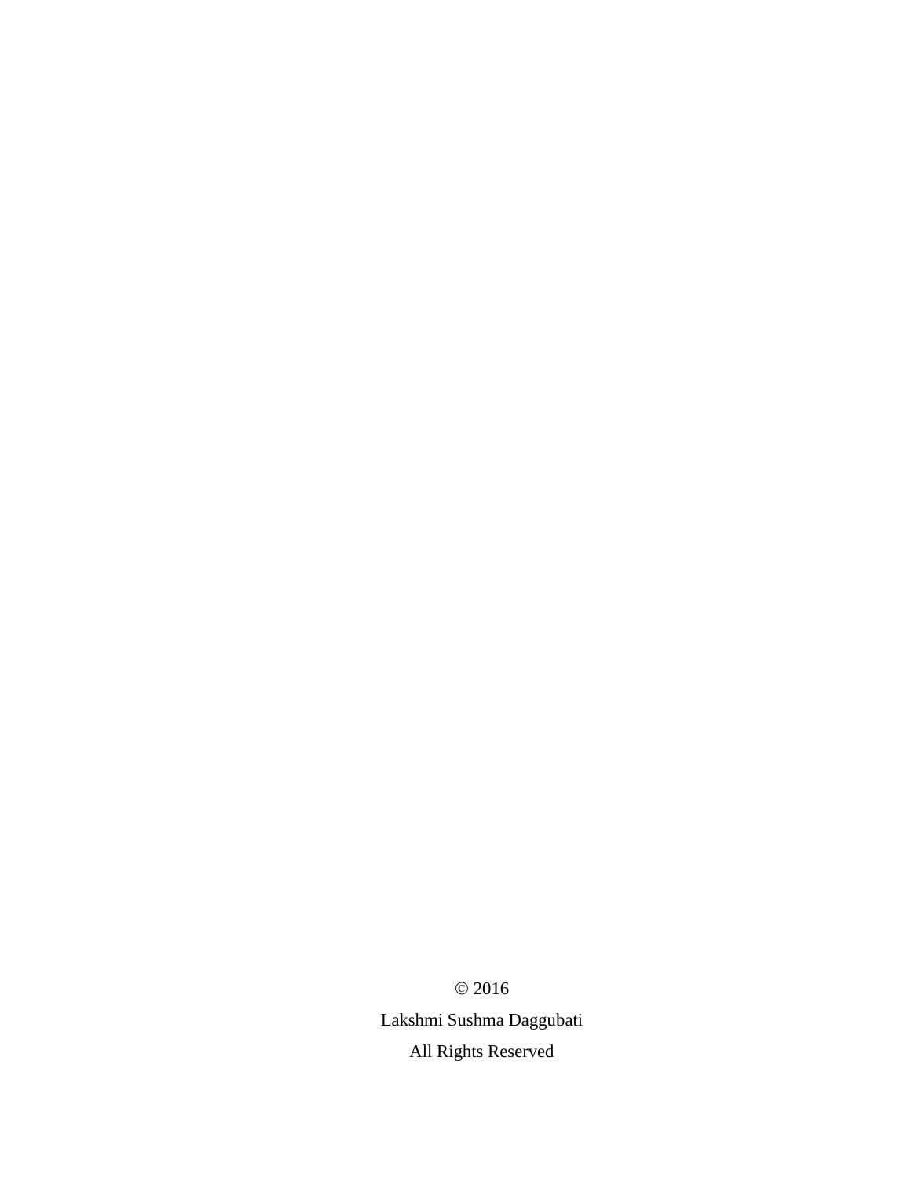© 2016

Lakshmi Sushma Daggubati

All Rights Reserved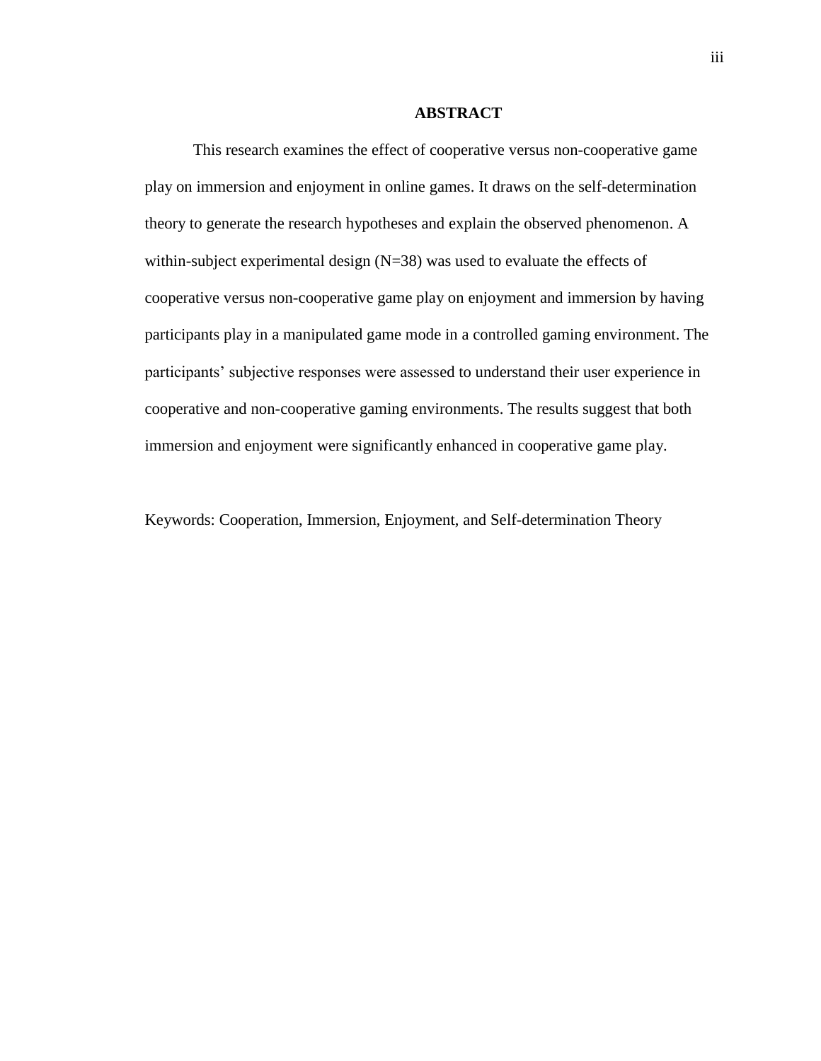## ABSTRACT

This research examines the effect of cooperative versus non-cooperative game play on immersion and enjoyment in online games. It draws on the self-determination theory to generate the research hypotheses and explain the observed phenomenon. A within-subject experimental design (N=38) was used to evaluate the effects of cooperative versus non-cooperative game play on enjoyment and immersion by having participants play in a manipulated game mode in a controlled gaming environment. The participants' subjective responses were assessed to understand their user experience in cooperative and non-cooperative gaming environments. The results suggest that both immersion and enjoyment were significantly enhanced in cooperative game play.

Keywords: Cooperation, Immersion, Enjoyment, and Self-determination Theory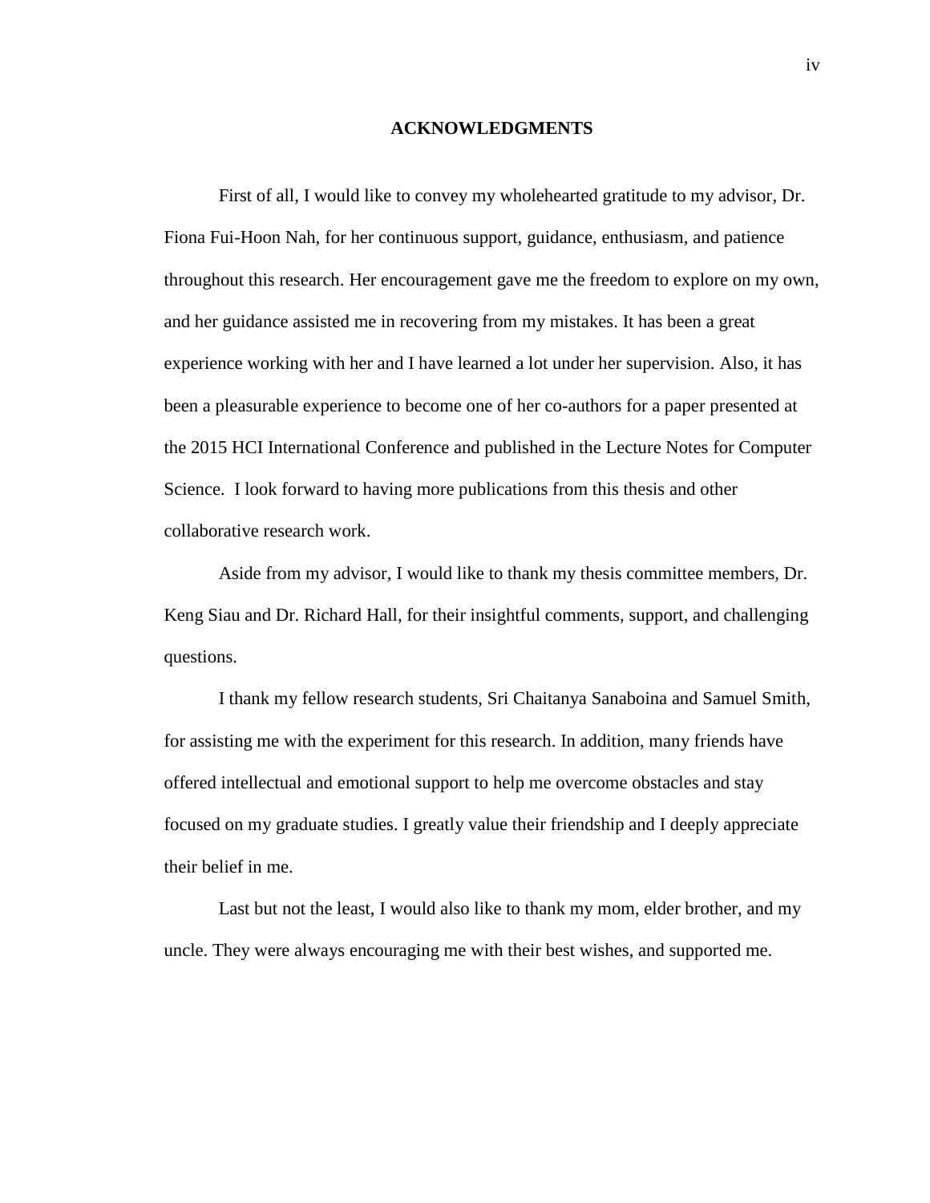## ACKNOWLEDGMENTS

First of all, I would like to convey my wholehearted gratitude to my advisor, Dr. Fiona Fui-Hoon Nah, for her continuous support, guidance, enthusiasm, and patience throughout this research. Her encouragement gave me the freedom to explore on my own, and her guidance assisted me in recovering from my mistakes. It has been a great experience working with her and I have learned a lot under her supervision. Also, it has been a pleasurable experience to become one of her co-authors for a paper presented at the 2015 HCI International Conference and published in the Lecture Notes for Computer Science. I look forward to having more publications from this thesis and other collaborative research work.

Aside from my advisor, I would like to thank my thesis committee members, Dr. Keng Siau and Dr. Richard Hall, for their insightful comments, support, and challenging questions.

I thank my fellow research students, Sri Chaitanya Sanaboina and Samuel Smith, for assisting me with the experiment for this research. In addition, many friends have offered intellectual and emotional support to help me overcome obstacles and stay focused on my graduate studies. I greatly value their friendship and I deeply appreciate their belief in me.

Last but not the least, I would also like to thank my mom, elder brother, and my uncle. They were always encouraging me with their best wishes, and supported me.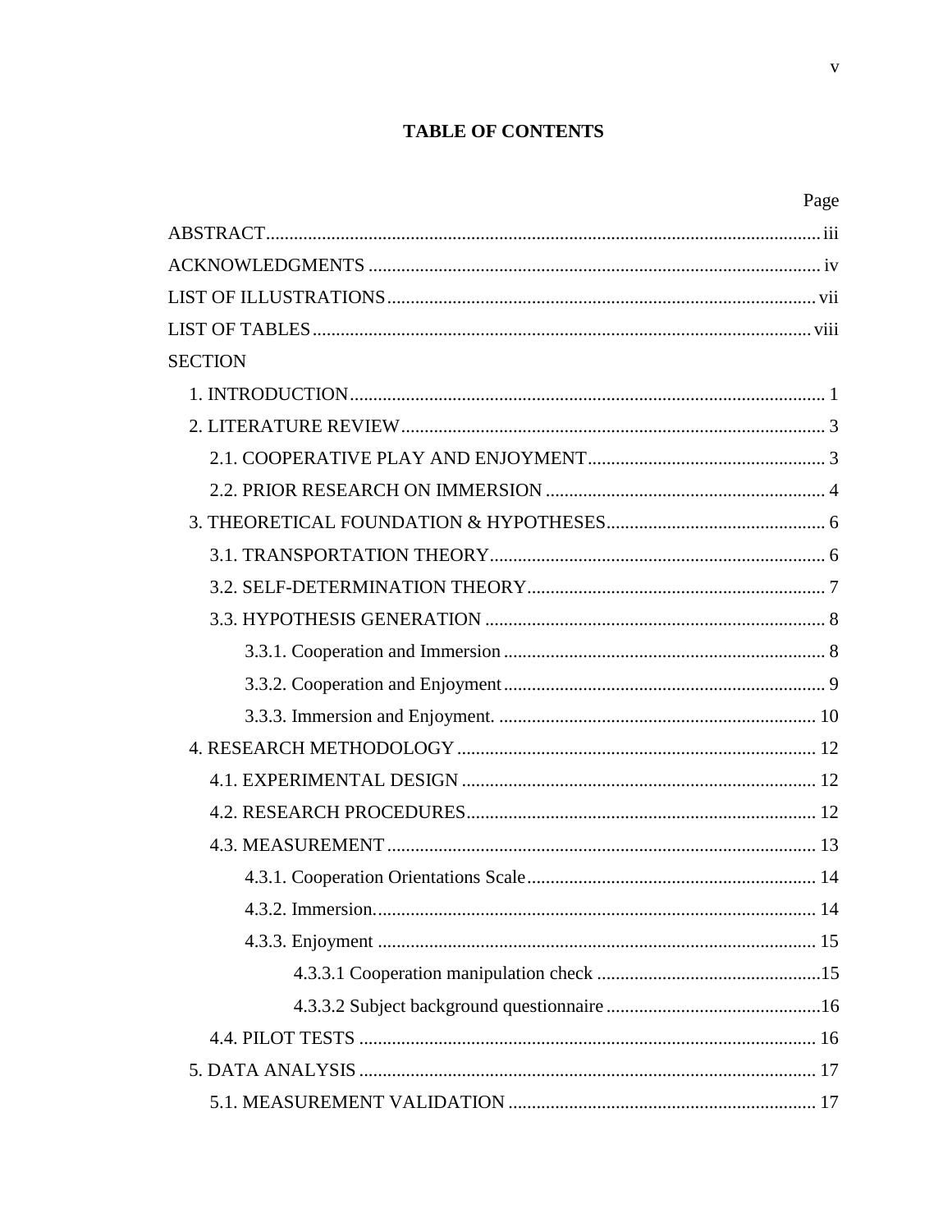# TABLE OF CONTENTS

| | Page |
|---|---|
| ABSTRACT | iii |
| ACKNOWLEDGMENTS | iv |
| LIST OF ILLUSTRATIONS | vii |
| LIST OF TABLES | viii |
| SECTION | |
| 1. INTRODUCTION | 1 |
| 2. LITERATURE REVIEW | 3 |
| 2.1. COOPERATIVE PLAY AND ENJOYMENT | 3 |
| 2.2. PRIOR RESEARCH ON IMMERSION | 4 |
| 3. THEORETICAL FOUNDATION & HYPOTHESES | 6 |
| 3.1. TRANSPORTATION THEORY | 6 |
| 3.2. SELF-DETERMINATION THEORY | 7 |
| 3.3. HYPOTHESIS GENERATION | 8 |
| 3.3.1. Cooperation and Immersion | 8 |
| 3.3.2. Cooperation and Enjoyment | 9 |
| 3.3.3. Immersion and Enjoyment. | 10 |
| 4. RESEARCH METHODOLOGY | 12 |
| 4.1. EXPERIMENTAL DESIGN | 12 |
| 4.2. RESEARCH PROCEDURES | 12 |
| 4.3. MEASUREMENT | 13 |
| 4.3.1. Cooperation Orientations Scale | 14 |
| 4.3.2. Immersion. | 14 |
| 4.3.3. Enjoyment | 15 |
| 4.3.3.1 Cooperation manipulation check | 15 |
| 4.3.3.2 Subject background questionnaire | 16 |
| 4.4. PILOT TESTS | 16 |
| 5. DATA ANALYSIS | 17 |
| 5.1. MEASUREMENT VALIDATION | 17 |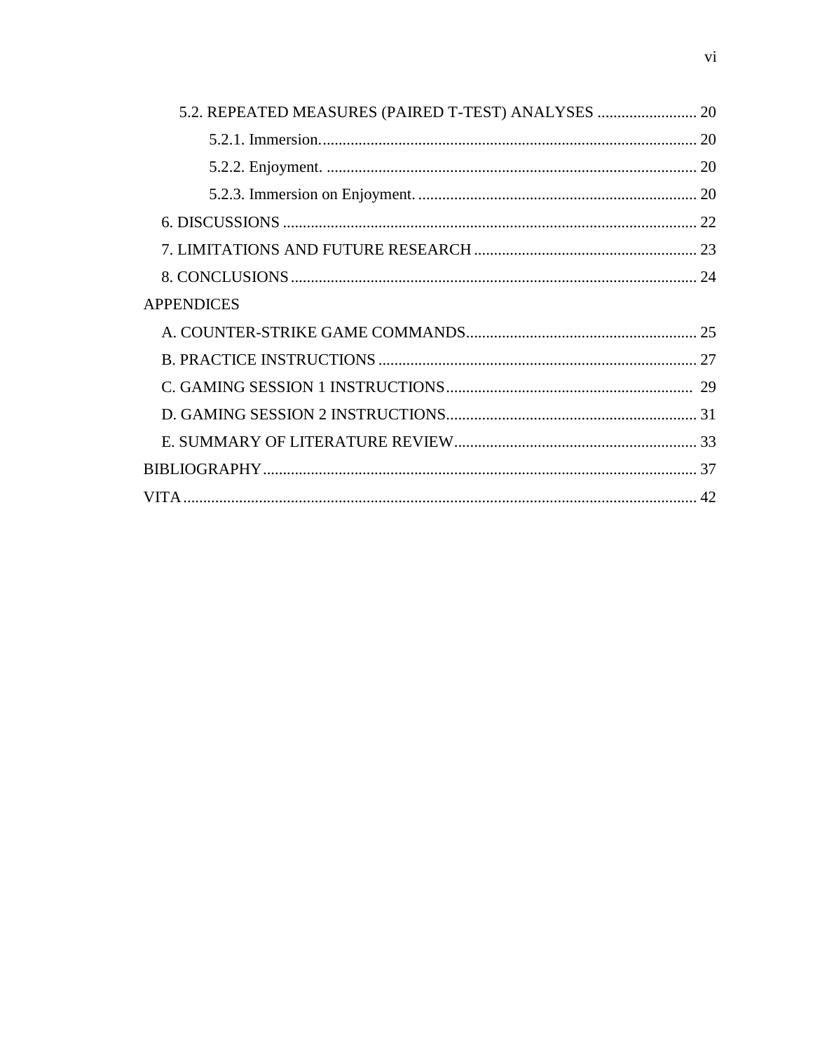5.2. REPEATED MEASURES (PAIRED T-TEST) ANALYSES ......................... 20

5.2.1. Immersion.............................................................................................. 20

5.2.2. Enjoyment. ............................................................................................ 20

5.2.3. Immersion on Enjoyment. ..................................................................... 20

6. DISCUSSIONS ........................................................................................................ 22

7. LIMITATIONS AND FUTURE RESEARCH ........................................................ 23

8. CONCLUSIONS ...................................................................................................... 24

APPENDICES

A. COUNTER-STRIKE GAME COMMANDS.......................................................... 25

B. PRACTICE INSTRUCTIONS ................................................................................ 27

C. GAMING SESSION 1 INSTRUCTIONS.............................................................. 29

D. GAMING SESSION 2 INSTRUCTIONS............................................................... 31

E. SUMMARY OF LITERATURE REVIEW............................................................. 33

BIBLIOGRAPHY............................................................................................................ 37

VITA ................................................................................................................................ 42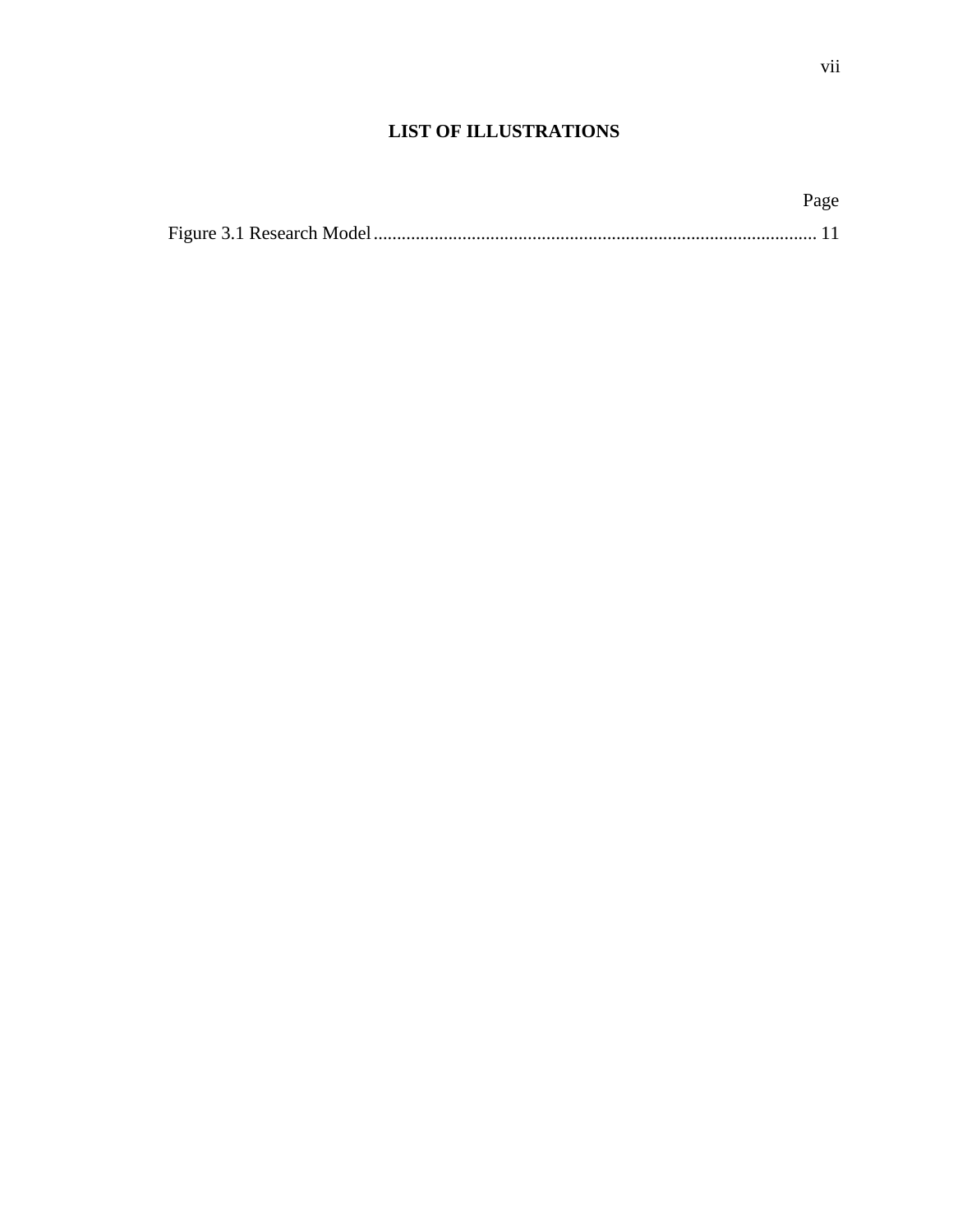# LIST OF ILLUSTRATIONS

Page

Figure 3.1 Research Model ............................................................................................... 11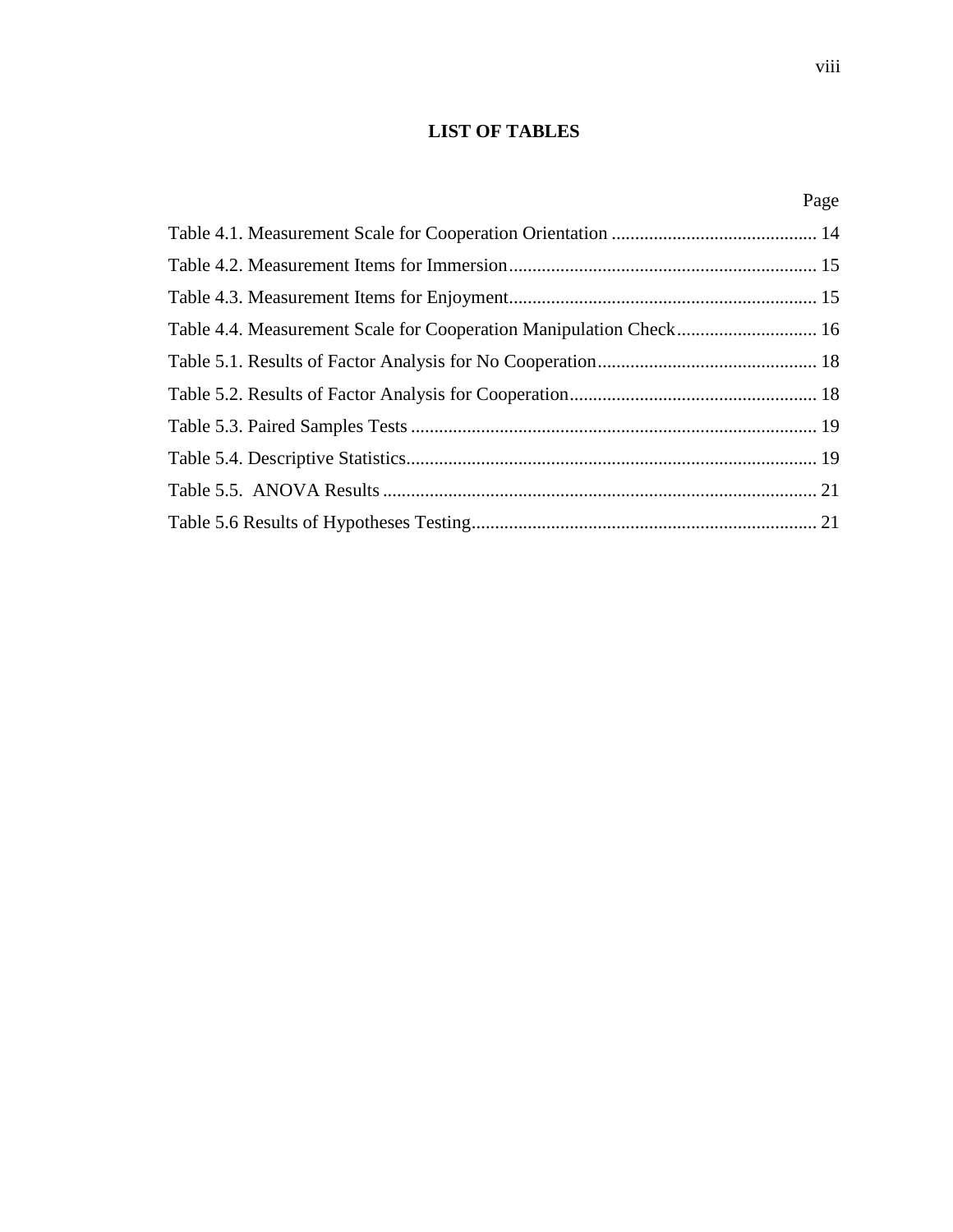# LIST OF TABLES

| | Page |
|---|---|
| Table 4.1. Measurement Scale for Cooperation Orientation | 14 |
| Table 4.2. Measurement Items for Immersion | 15 |
| Table 4.3. Measurement Items for Enjoyment | 15 |
| Table 4.4. Measurement Scale for Cooperation Manipulation Check | 16 |
| Table 5.1. Results of Factor Analysis for No Cooperation | 18 |
| Table 5.2. Results of Factor Analysis for Cooperation | 18 |
| Table 5.3. Paired Samples Tests | 19 |
| Table 5.4. Descriptive Statistics | 19 |
| Table 5.5. ANOVA Results | 21 |
| Table 5.6 Results of Hypotheses Testing | 21 |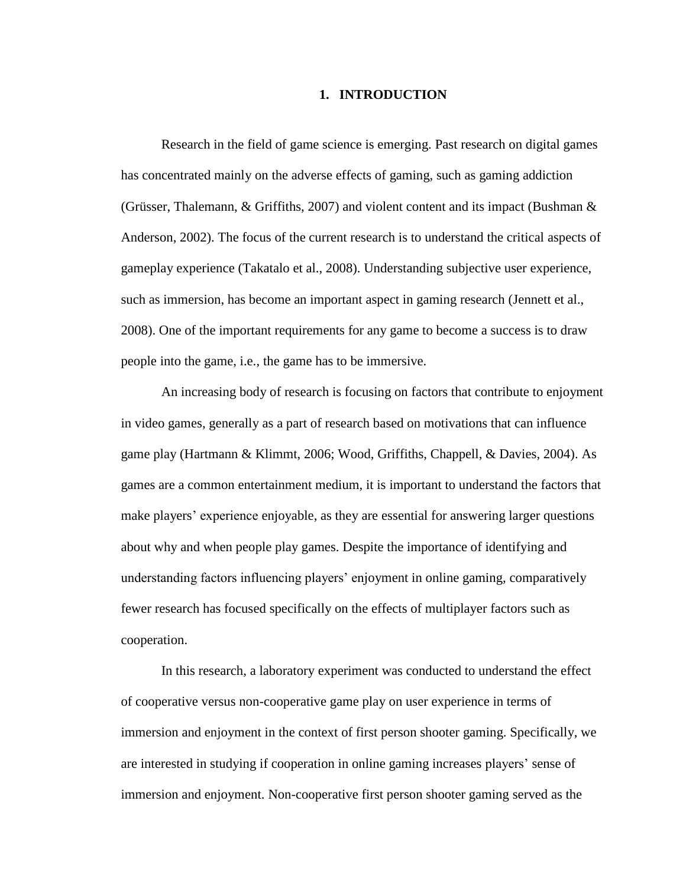# 1. INTRODUCTION

Research in the field of game science is emerging. Past research on digital games has concentrated mainly on the adverse effects of gaming, such as gaming addiction (Grüsser, Thalemann, & Griffiths, 2007) and violent content and its impact (Bushman & Anderson, 2002). The focus of the current research is to understand the critical aspects of gameplay experience (Takatalo et al., 2008). Understanding subjective user experience, such as immersion, has become an important aspect in gaming research (Jennett et al., 2008). One of the important requirements for any game to become a success is to draw people into the game, i.e., the game has to be immersive.

An increasing body of research is focusing on factors that contribute to enjoyment in video games, generally as a part of research based on motivations that can influence game play (Hartmann & Klimmt, 2006; Wood, Griffiths, Chappell, & Davies, 2004). As games are a common entertainment medium, it is important to understand the factors that make players' experience enjoyable, as they are essential for answering larger questions about why and when people play games. Despite the importance of identifying and understanding factors influencing players' enjoyment in online gaming, comparatively fewer research has focused specifically on the effects of multiplayer factors such as cooperation.

In this research, a laboratory experiment was conducted to understand the effect of cooperative versus non-cooperative game play on user experience in terms of immersion and enjoyment in the context of first person shooter gaming. Specifically, we are interested in studying if cooperation in online gaming increases players' sense of immersion and enjoyment. Non-cooperative first person shooter gaming served as the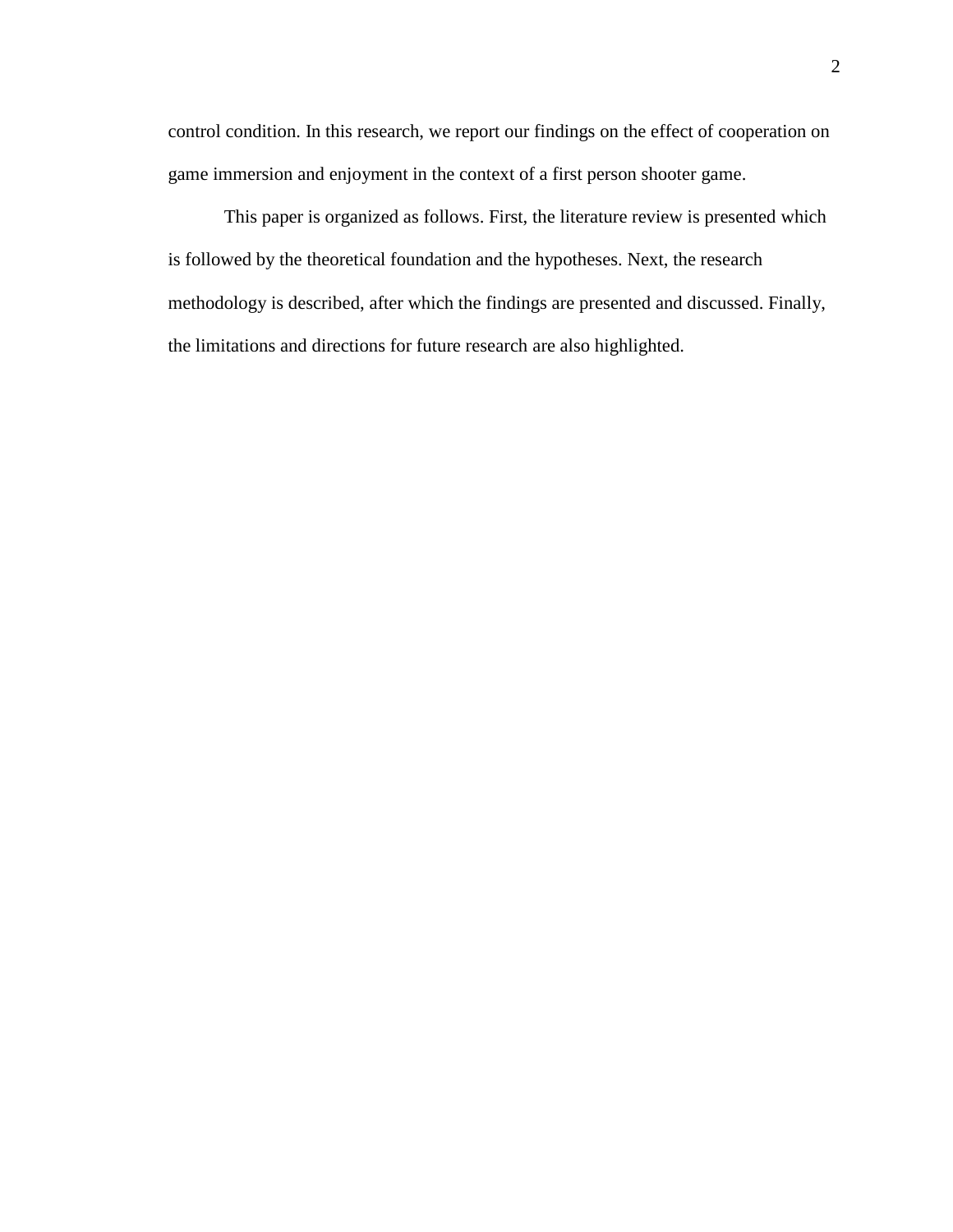control condition. In this research, we report our findings on the effect of cooperation on game immersion and enjoyment in the context of a first person shooter game.

This paper is organized as follows. First, the literature review is presented which is followed by the theoretical foundation and the hypotheses. Next, the research methodology is described, after which the findings are presented and discussed. Finally, the limitations and directions for future research are also highlighted.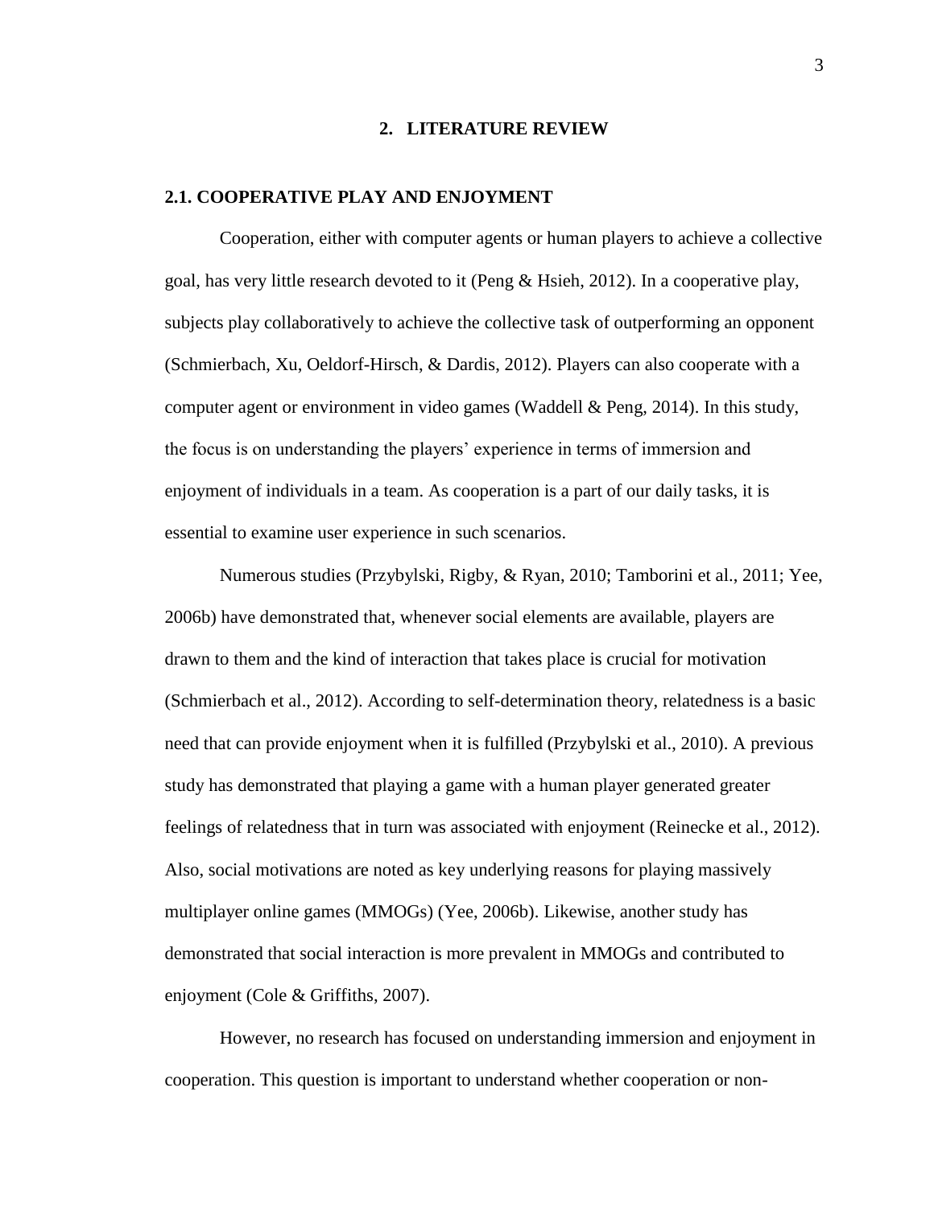# 2. LITERATURE REVIEW

## 2.1. COOPERATIVE PLAY AND ENJOYMENT

Cooperation, either with computer agents or human players to achieve a collective goal, has very little research devoted to it (Peng & Hsieh, 2012). In a cooperative play, subjects play collaboratively to achieve the collective task of outperforming an opponent (Schmierbach, Xu, Oeldorf-Hirsch, & Dardis, 2012). Players can also cooperate with a computer agent or environment in video games (Waddell & Peng, 2014). In this study, the focus is on understanding the players' experience in terms of immersion and enjoyment of individuals in a team. As cooperation is a part of our daily tasks, it is essential to examine user experience in such scenarios.

Numerous studies (Przybylski, Rigby, & Ryan, 2010; Tamborini et al., 2011; Yee, 2006b) have demonstrated that, whenever social elements are available, players are drawn to them and the kind of interaction that takes place is crucial for motivation (Schmierbach et al., 2012). According to self-determination theory, relatedness is a basic need that can provide enjoyment when it is fulfilled (Przybylski et al., 2010). A previous study has demonstrated that playing a game with a human player generated greater feelings of relatedness that in turn was associated with enjoyment (Reinecke et al., 2012). Also, social motivations are noted as key underlying reasons for playing massively multiplayer online games (MMOGs) (Yee, 2006b). Likewise, another study has demonstrated that social interaction is more prevalent in MMOGs and contributed to enjoyment (Cole & Griffiths, 2007).

However, no research has focused on understanding immersion and enjoyment in cooperation. This question is important to understand whether cooperation or non-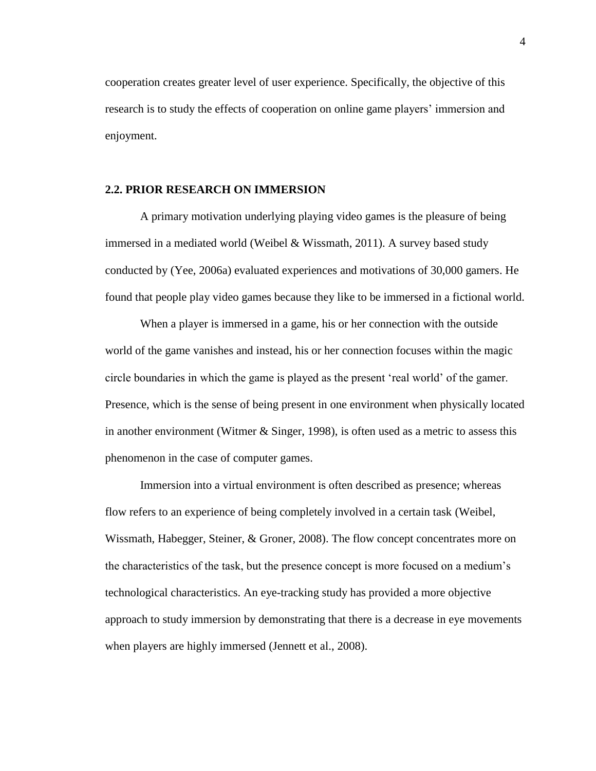cooperation creates greater level of user experience. Specifically, the objective of this research is to study the effects of cooperation on online game players' immersion and enjoyment.

## 2.2. PRIOR RESEARCH ON IMMERSION

A primary motivation underlying playing video games is the pleasure of being immersed in a mediated world (Weibel & Wissmath, 2011). A survey based study conducted by (Yee, 2006a) evaluated experiences and motivations of 30,000 gamers. He found that people play video games because they like to be immersed in a fictional world.

When a player is immersed in a game, his or her connection with the outside world of the game vanishes and instead, his or her connection focuses within the magic circle boundaries in which the game is played as the present 'real world' of the gamer. Presence, which is the sense of being present in one environment when physically located in another environment (Witmer & Singer, 1998), is often used as a metric to assess this phenomenon in the case of computer games.

Immersion into a virtual environment is often described as presence; whereas flow refers to an experience of being completely involved in a certain task (Weibel, Wissmath, Habegger, Steiner, & Groner, 2008). The flow concept concentrates more on the characteristics of the task, but the presence concept is more focused on a medium's technological characteristics. An eye-tracking study has provided a more objective approach to study immersion by demonstrating that there is a decrease in eye movements when players are highly immersed (Jennett et al., 2008).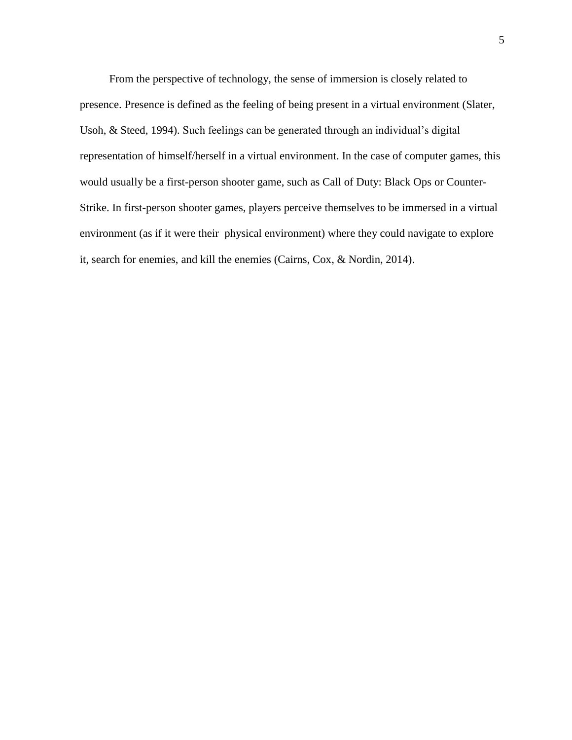From the perspective of technology, the sense of immersion is closely related to presence. Presence is defined as the feeling of being present in a virtual environment (Slater, Usoh, & Steed, 1994). Such feelings can be generated through an individual's digital representation of himself/herself in a virtual environment. In the case of computer games, this would usually be a first-person shooter game, such as Call of Duty: Black Ops or Counter-Strike. In first-person shooter games, players perceive themselves to be immersed in a virtual environment (as if it were their physical environment) where they could navigate to explore it, search for enemies, and kill the enemies (Cairns, Cox, & Nordin, 2014).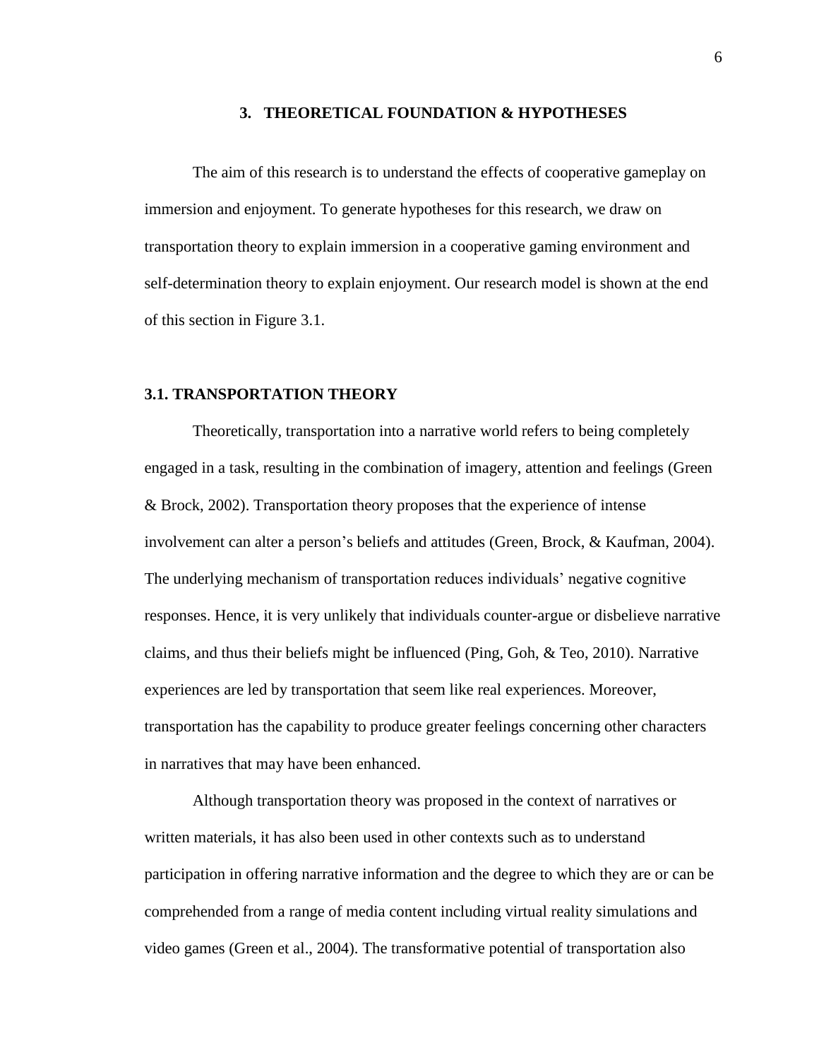## 3. THEORETICAL FOUNDATION & HYPOTHESES

The aim of this research is to understand the effects of cooperative gameplay on immersion and enjoyment. To generate hypotheses for this research, we draw on transportation theory to explain immersion in a cooperative gaming environment and self-determination theory to explain enjoyment. Our research model is shown at the end of this section in Figure 3.1.

### 3.1. TRANSPORTATION THEORY

Theoretically, transportation into a narrative world refers to being completely engaged in a task, resulting in the combination of imagery, attention and feelings (Green & Brock, 2002). Transportation theory proposes that the experience of intense involvement can alter a person's beliefs and attitudes (Green, Brock, & Kaufman, 2004). The underlying mechanism of transportation reduces individuals' negative cognitive responses. Hence, it is very unlikely that individuals counter-argue or disbelieve narrative claims, and thus their beliefs might be influenced (Ping, Goh, & Teo, 2010). Narrative experiences are led by transportation that seem like real experiences. Moreover, transportation has the capability to produce greater feelings concerning other characters in narratives that may have been enhanced.

Although transportation theory was proposed in the context of narratives or written materials, it has also been used in other contexts such as to understand participation in offering narrative information and the degree to which they are or can be comprehended from a range of media content including virtual reality simulations and video games (Green et al., 2004). The transformative potential of transportation also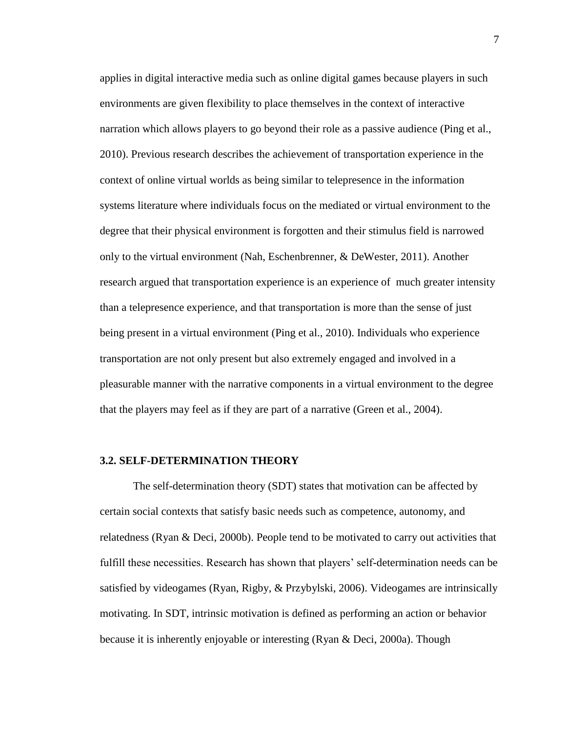applies in digital interactive media such as online digital games because players in such environments are given flexibility to place themselves in the context of interactive narration which allows players to go beyond their role as a passive audience (Ping et al., 2010). Previous research describes the achievement of transportation experience in the context of online virtual worlds as being similar to telepresence in the information systems literature where individuals focus on the mediated or virtual environment to the degree that their physical environment is forgotten and their stimulus field is narrowed only to the virtual environment (Nah, Eschenbrenner, & DeWester, 2011). Another research argued that transportation experience is an experience of much greater intensity than a telepresence experience, and that transportation is more than the sense of just being present in a virtual environment (Ping et al., 2010). Individuals who experience transportation are not only present but also extremely engaged and involved in a pleasurable manner with the narrative components in a virtual environment to the degree that the players may feel as if they are part of a narrative (Green et al., 2004).

### 3.2. SELF-DETERMINATION THEORY

The self-determination theory (SDT) states that motivation can be affected by certain social contexts that satisfy basic needs such as competence, autonomy, and relatedness (Ryan & Deci, 2000b). People tend to be motivated to carry out activities that fulfill these necessities. Research has shown that players' self-determination needs can be satisfied by videogames (Ryan, Rigby, & Przybylski, 2006). Videogames are intrinsically motivating. In SDT, intrinsic motivation is defined as performing an action or behavior because it is inherently enjoyable or interesting (Ryan & Deci, 2000a). Though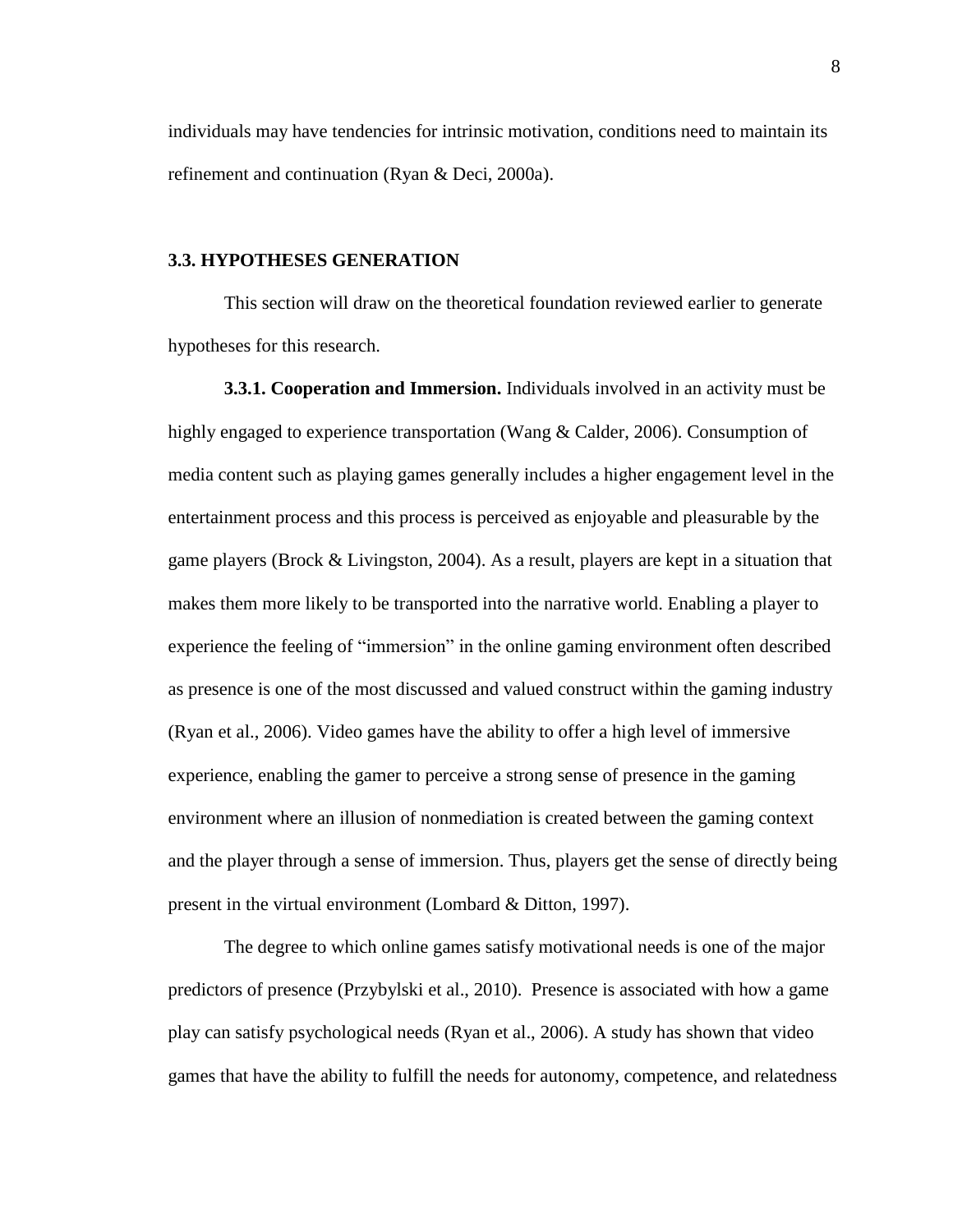individuals may have tendencies for intrinsic motivation, conditions need to maintain its refinement and continuation (Ryan & Deci, 2000a).

### 3.3. HYPOTHESES GENERATION

This section will draw on the theoretical foundation reviewed earlier to generate hypotheses for this research.

**3.3.1. Cooperation and Immersion.** Individuals involved in an activity must be highly engaged to experience transportation (Wang & Calder, 2006). Consumption of media content such as playing games generally includes a higher engagement level in the entertainment process and this process is perceived as enjoyable and pleasurable by the game players (Brock & Livingston, 2004). As a result, players are kept in a situation that makes them more likely to be transported into the narrative world. Enabling a player to experience the feeling of "immersion" in the online gaming environment often described as presence is one of the most discussed and valued construct within the gaming industry (Ryan et al., 2006). Video games have the ability to offer a high level of immersive experience, enabling the gamer to perceive a strong sense of presence in the gaming environment where an illusion of nonmediation is created between the gaming context and the player through a sense of immersion. Thus, players get the sense of directly being present in the virtual environment (Lombard & Ditton, 1997).

The degree to which online games satisfy motivational needs is one of the major predictors of presence (Przybylski et al., 2010). Presence is associated with how a game play can satisfy psychological needs (Ryan et al., 2006). A study has shown that video games that have the ability to fulfill the needs for autonomy, competence, and relatedness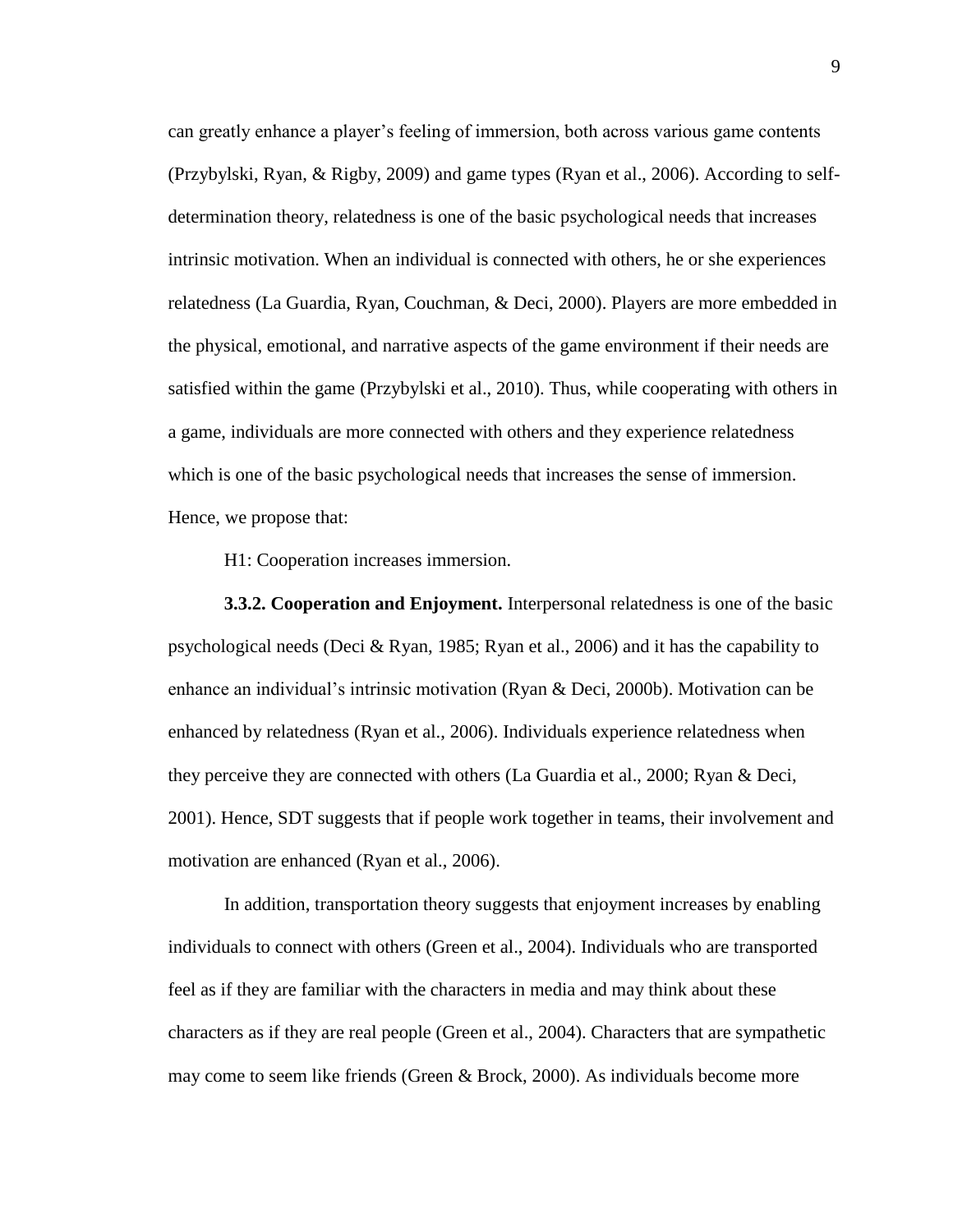can greatly enhance a player's feeling of immersion, both across various game contents (Przybylski, Ryan, & Rigby, 2009) and game types (Ryan et al., 2006). According to self-determination theory, relatedness is one of the basic psychological needs that increases intrinsic motivation. When an individual is connected with others, he or she experiences relatedness (La Guardia, Ryan, Couchman, & Deci, 2000). Players are more embedded in the physical, emotional, and narrative aspects of the game environment if their needs are satisfied within the game (Przybylski et al., 2010). Thus, while cooperating with others in a game, individuals are more connected with others and they experience relatedness which is one of the basic psychological needs that increases the sense of immersion. Hence, we propose that:

H1: Cooperation increases immersion.

**3.3.2. Cooperation and Enjoyment.** Interpersonal relatedness is one of the basic psychological needs (Deci & Ryan, 1985; Ryan et al., 2006) and it has the capability to enhance an individual's intrinsic motivation (Ryan & Deci, 2000b). Motivation can be enhanced by relatedness (Ryan et al., 2006). Individuals experience relatedness when they perceive they are connected with others (La Guardia et al., 2000; Ryan & Deci, 2001). Hence, SDT suggests that if people work together in teams, their involvement and motivation are enhanced (Ryan et al., 2006).

In addition, transportation theory suggests that enjoyment increases by enabling individuals to connect with others (Green et al., 2004). Individuals who are transported feel as if they are familiar with the characters in media and may think about these characters as if they are real people (Green et al., 2004). Characters that are sympathetic may come to seem like friends (Green & Brock, 2000). As individuals become more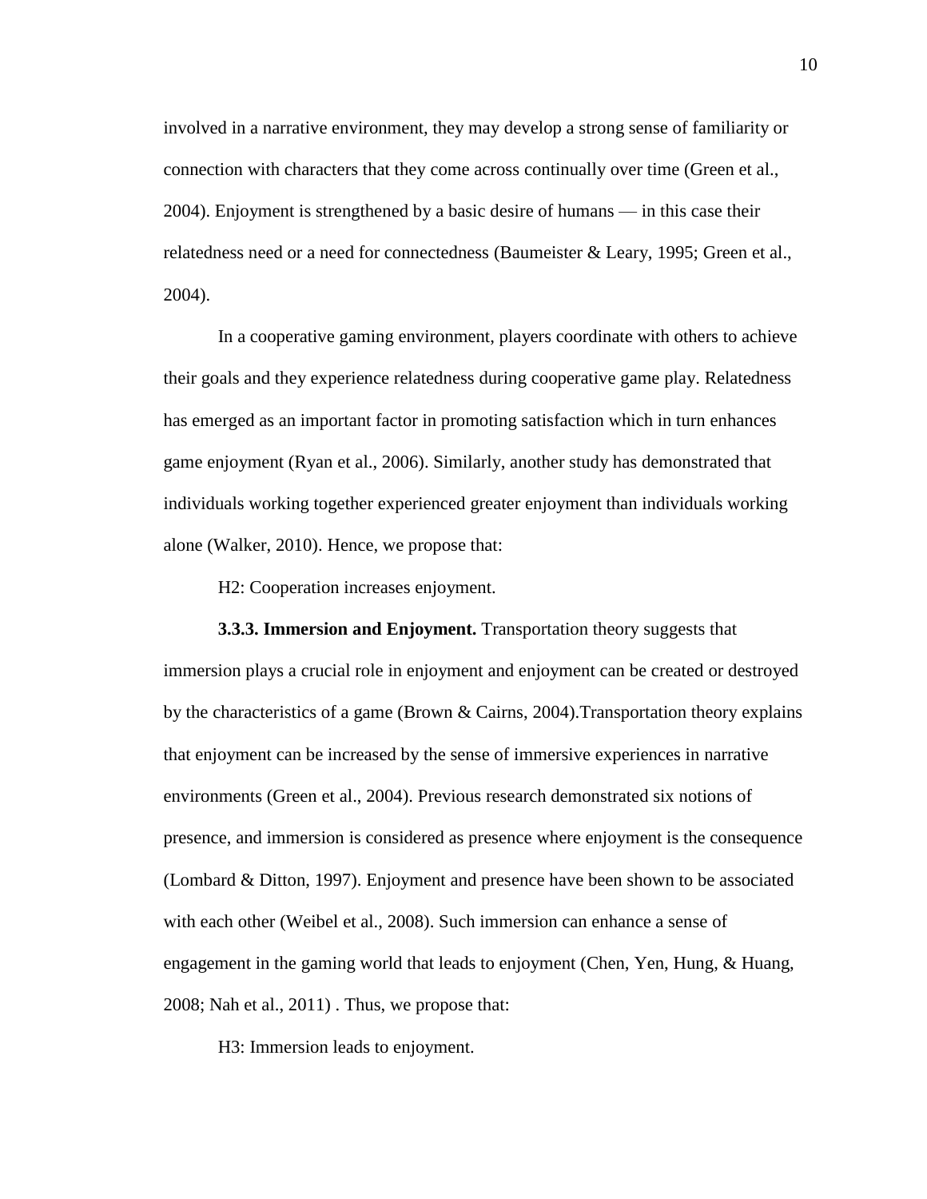involved in a narrative environment, they may develop a strong sense of familiarity or connection with characters that they come across continually over time (Green et al., 2004). Enjoyment is strengthened by a basic desire of humans — in this case their relatedness need or a need for connectedness (Baumeister & Leary, 1995; Green et al., 2004).

In a cooperative gaming environment, players coordinate with others to achieve their goals and they experience relatedness during cooperative game play. Relatedness has emerged as an important factor in promoting satisfaction which in turn enhances game enjoyment (Ryan et al., 2006). Similarly, another study has demonstrated that individuals working together experienced greater enjoyment than individuals working alone (Walker, 2010). Hence, we propose that:

H2: Cooperation increases enjoyment.

**3.3.3. Immersion and Enjoyment.** Transportation theory suggests that immersion plays a crucial role in enjoyment and enjoyment can be created or destroyed by the characteristics of a game (Brown & Cairns, 2004).Transportation theory explains that enjoyment can be increased by the sense of immersive experiences in narrative environments (Green et al., 2004). Previous research demonstrated six notions of presence, and immersion is considered as presence where enjoyment is the consequence (Lombard & Ditton, 1997). Enjoyment and presence have been shown to be associated with each other (Weibel et al., 2008). Such immersion can enhance a sense of engagement in the gaming world that leads to enjoyment (Chen, Yen, Hung, & Huang, 2008; Nah et al., 2011) . Thus, we propose that:

H3: Immersion leads to enjoyment.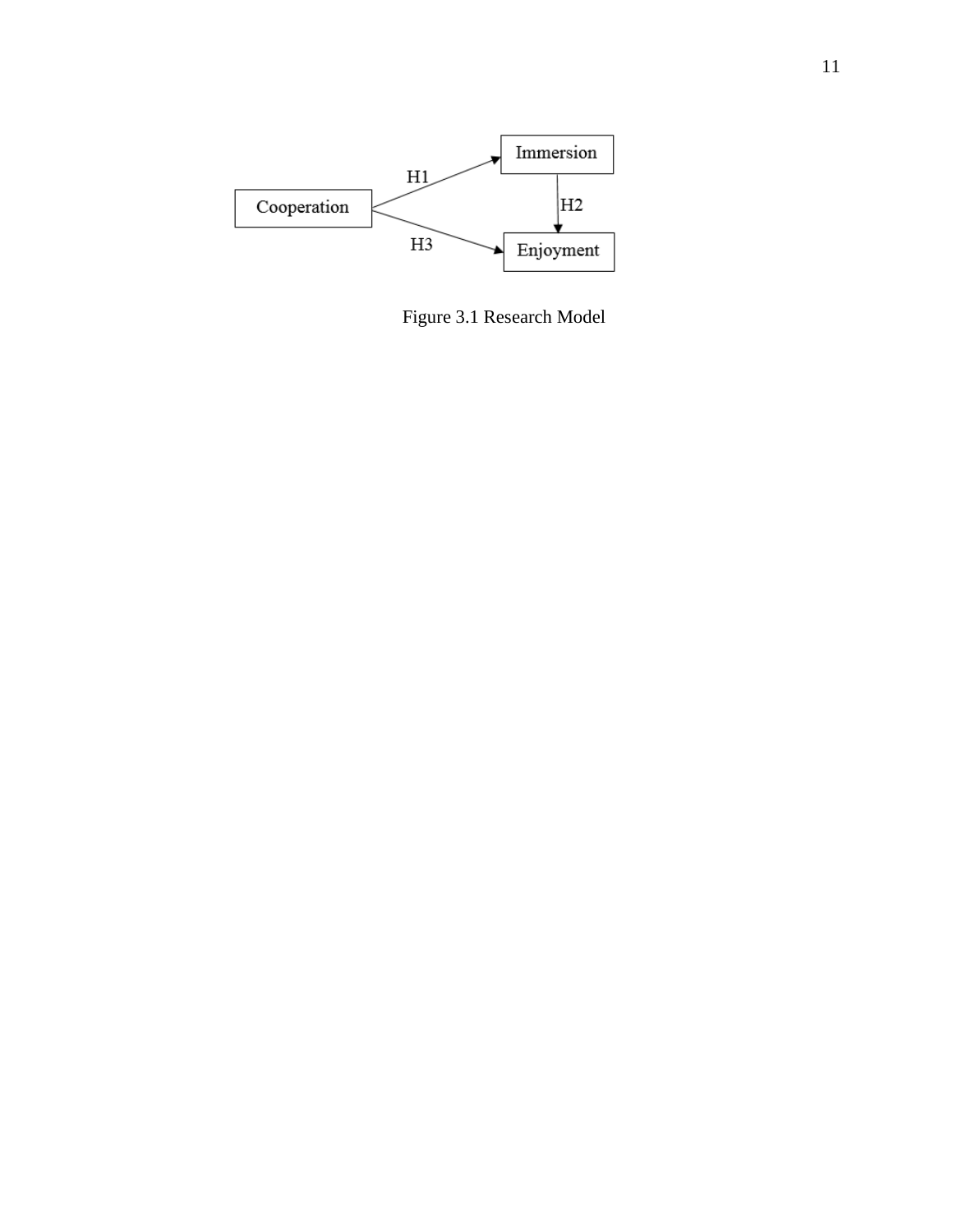Figure 3.1 Research Model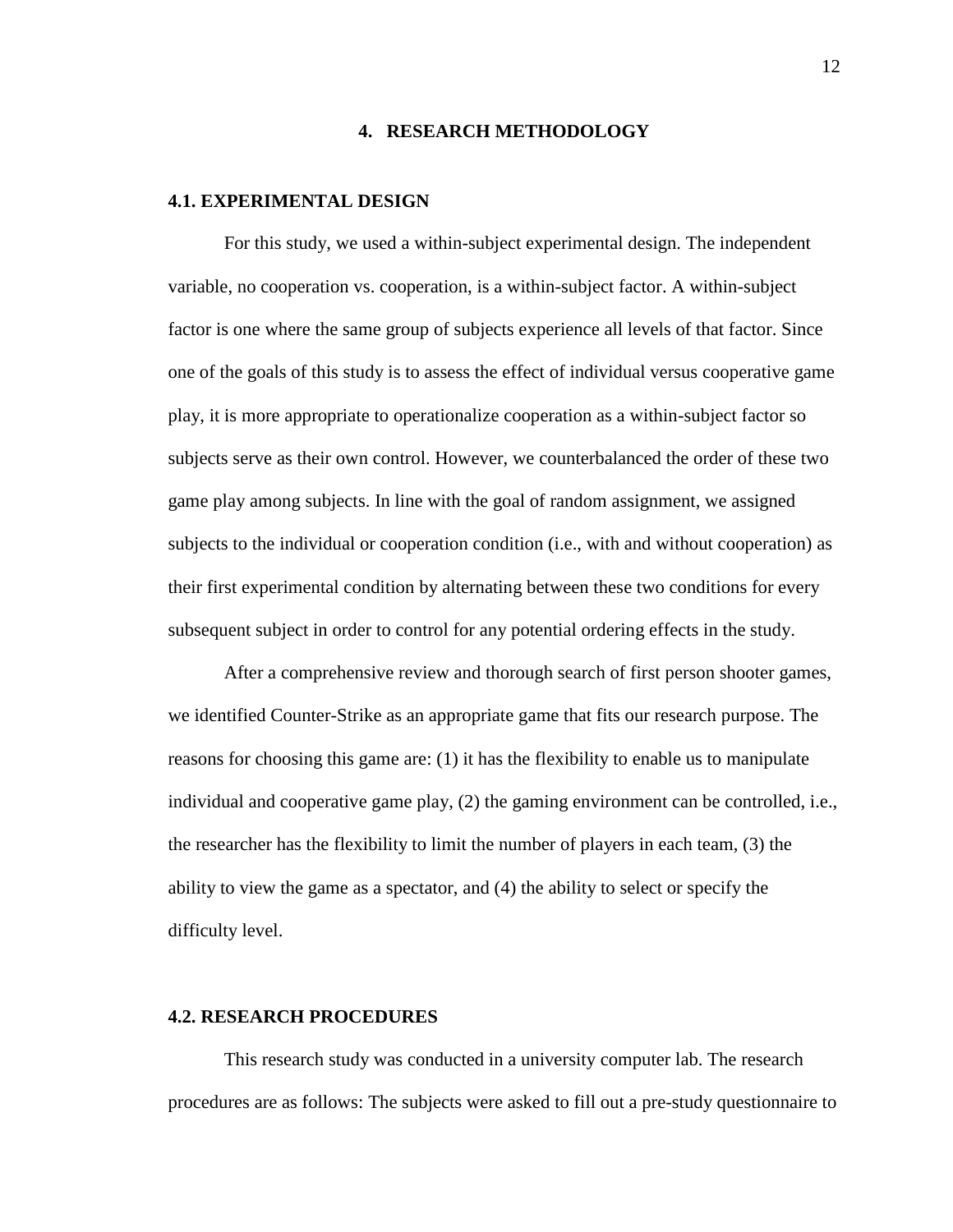# 4. RESEARCH METHODOLOGY

## 4.1. EXPERIMENTAL DESIGN

For this study, we used a within-subject experimental design. The independent variable, no cooperation vs. cooperation, is a within-subject factor. A within-subject factor is one where the same group of subjects experience all levels of that factor. Since one of the goals of this study is to assess the effect of individual versus cooperative game play, it is more appropriate to operationalize cooperation as a within-subject factor so subjects serve as their own control. However, we counterbalanced the order of these two game play among subjects. In line with the goal of random assignment, we assigned subjects to the individual or cooperation condition (i.e., with and without cooperation) as their first experimental condition by alternating between these two conditions for every subsequent subject in order to control for any potential ordering effects in the study.

After a comprehensive review and thorough search of first person shooter games, we identified Counter-Strike as an appropriate game that fits our research purpose. The reasons for choosing this game are: (1) it has the flexibility to enable us to manipulate individual and cooperative game play, (2) the gaming environment can be controlled, i.e., the researcher has the flexibility to limit the number of players in each team, (3) the ability to view the game as a spectator, and (4) the ability to select or specify the difficulty level.

## 4.2. RESEARCH PROCEDURES

This research study was conducted in a university computer lab. The research procedures are as follows: The subjects were asked to fill out a pre-study questionnaire to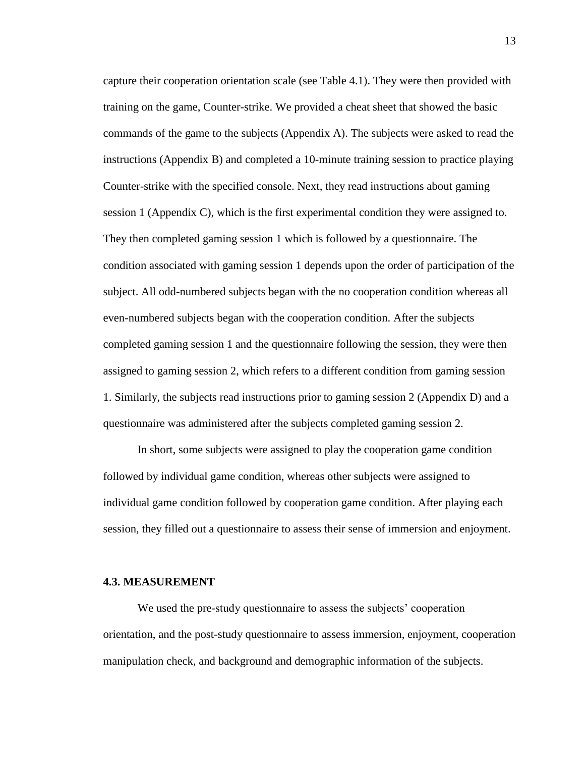capture their cooperation orientation scale (see Table 4.1). They were then provided with training on the game, Counter-strike. We provided a cheat sheet that showed the basic commands of the game to the subjects (Appendix A). The subjects were asked to read the instructions (Appendix B) and completed a 10-minute training session to practice playing Counter-strike with the specified console. Next, they read instructions about gaming session 1 (Appendix C), which is the first experimental condition they were assigned to. They then completed gaming session 1 which is followed by a questionnaire. The condition associated with gaming session 1 depends upon the order of participation of the subject. All odd-numbered subjects began with the no cooperation condition whereas all even-numbered subjects began with the cooperation condition. After the subjects completed gaming session 1 and the questionnaire following the session, they were then assigned to gaming session 2, which refers to a different condition from gaming session 1. Similarly, the subjects read instructions prior to gaming session 2 (Appendix D) and a questionnaire was administered after the subjects completed gaming session 2.

In short, some subjects were assigned to play the cooperation game condition followed by individual game condition, whereas other subjects were assigned to individual game condition followed by cooperation game condition. After playing each session, they filled out a questionnaire to assess their sense of immersion and enjoyment.

### 4.3. MEASUREMENT

We used the pre-study questionnaire to assess the subjects' cooperation orientation, and the post-study questionnaire to assess immersion, enjoyment, cooperation manipulation check, and background and demographic information of the subjects.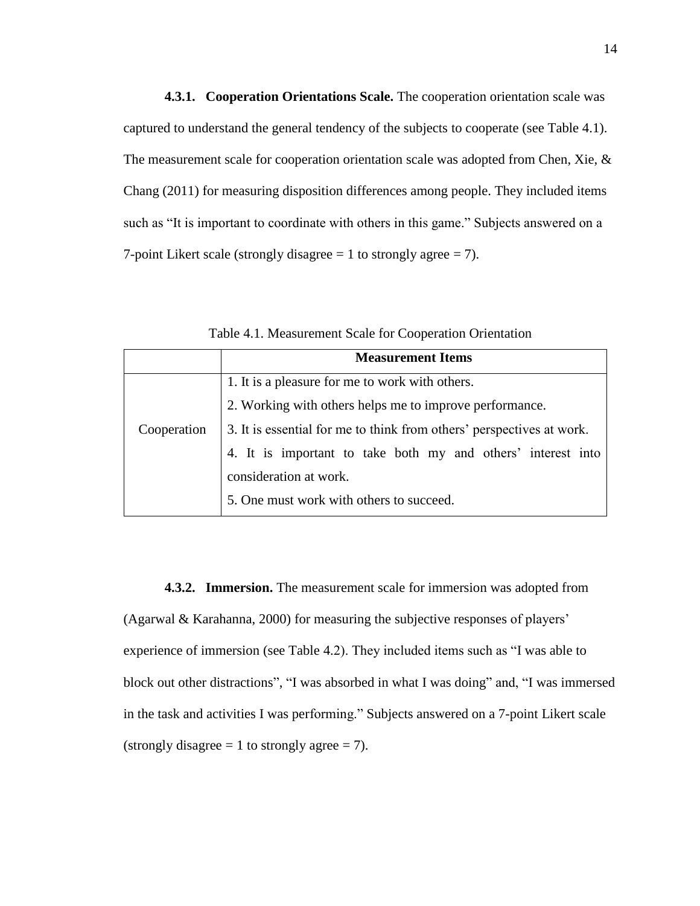#### 4.3.1. Cooperation Orientations Scale.

The cooperation orientation scale was captured to understand the general tendency of the subjects to cooperate (see Table 4.1). The measurement scale for cooperation orientation scale was adopted from Chen, Xie, & Chang (2011) for measuring disposition differences among people. They included items such as "It is important to coordinate with others in this game." Subjects answered on a 7-point Likert scale (strongly disagree = 1 to strongly agree = 7).

Table 4.1. Measurement Scale for Cooperation Orientation

| | Measurement Items |
|---|---|
| Cooperation | 1. It is a pleasure for me to work with others.<br>2. Working with others helps me to improve performance.<br>3. It is essential for me to think from others' perspectives at work.<br>4. It is important to take both my and others' interest into consideration at work.<br>5. One must work with others to succeed. |

#### 4.3.2. Immersion.

The measurement scale for immersion was adopted from (Agarwal & Karahanna, 2000) for measuring the subjective responses of players' experience of immersion (see Table 4.2). They included items such as "I was able to block out other distractions", "I was absorbed in what I was doing" and, "I was immersed in the task and activities I was performing." Subjects answered on a 7-point Likert scale (strongly disagree = 1 to strongly agree = 7).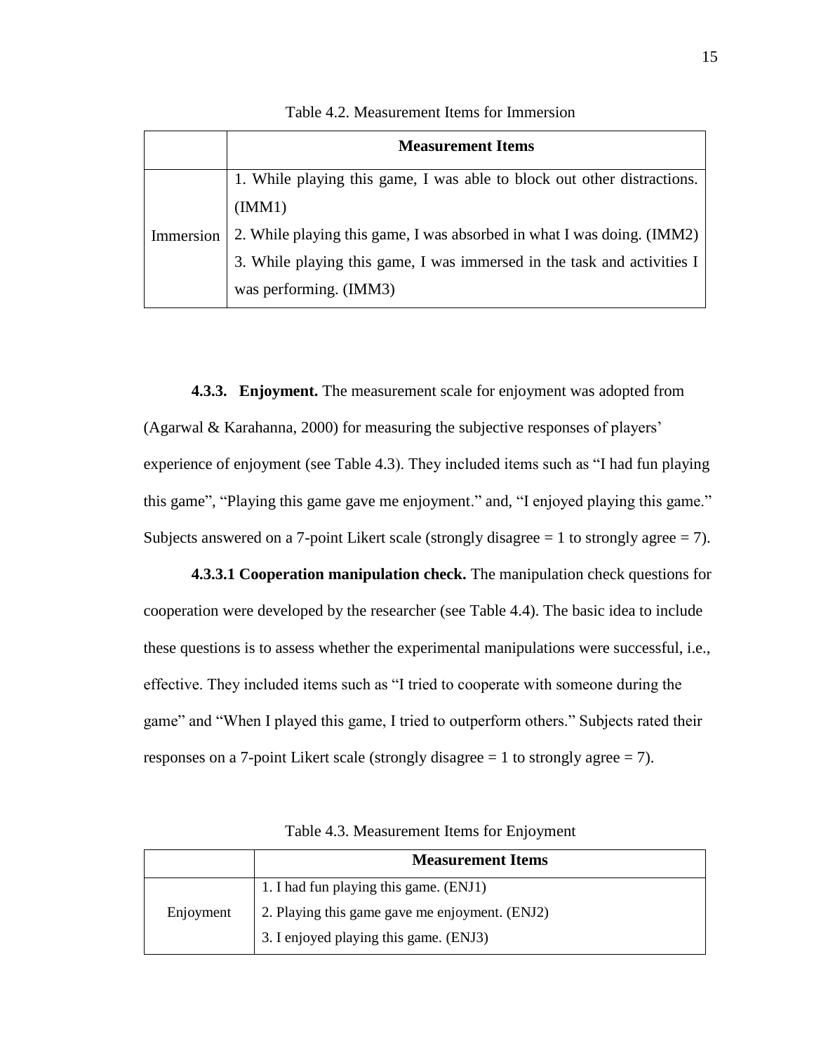Table 4.2. Measurement Items for Immersion

| | Measurement Items |
|---|---|
| Immersion | 1. While playing this game, I was able to block out other distractions. (IMM1)<br>2. While playing this game, I was absorbed in what I was doing. (IMM2)<br>3. While playing this game, I was immersed in the task and activities I was performing. (IMM3) |

**4.3.3. Enjoyment.** The measurement scale for enjoyment was adopted from (Agarwal & Karahanna, 2000) for measuring the subjective responses of players' experience of enjoyment (see Table 4.3). They included items such as "I had fun playing this game", "Playing this game gave me enjoyment." and, "I enjoyed playing this game." Subjects answered on a 7-point Likert scale (strongly disagree = 1 to strongly agree = 7).

**4.3.3.1 Cooperation manipulation check.** The manipulation check questions for cooperation were developed by the researcher (see Table 4.4). The basic idea to include these questions is to assess whether the experimental manipulations were successful, i.e., effective. They included items such as "I tried to cooperate with someone during the game" and "When I played this game, I tried to outperform others." Subjects rated their responses on a 7-point Likert scale (strongly disagree = 1 to strongly agree = 7).

Table 4.3. Measurement Items for Enjoyment

| | Measurement Items |
|---|---|
| Enjoyment | 1. I had fun playing this game. (ENJ1)<br>2. Playing this game gave me enjoyment. (ENJ2)<br>3. I enjoyed playing this game. (ENJ3) |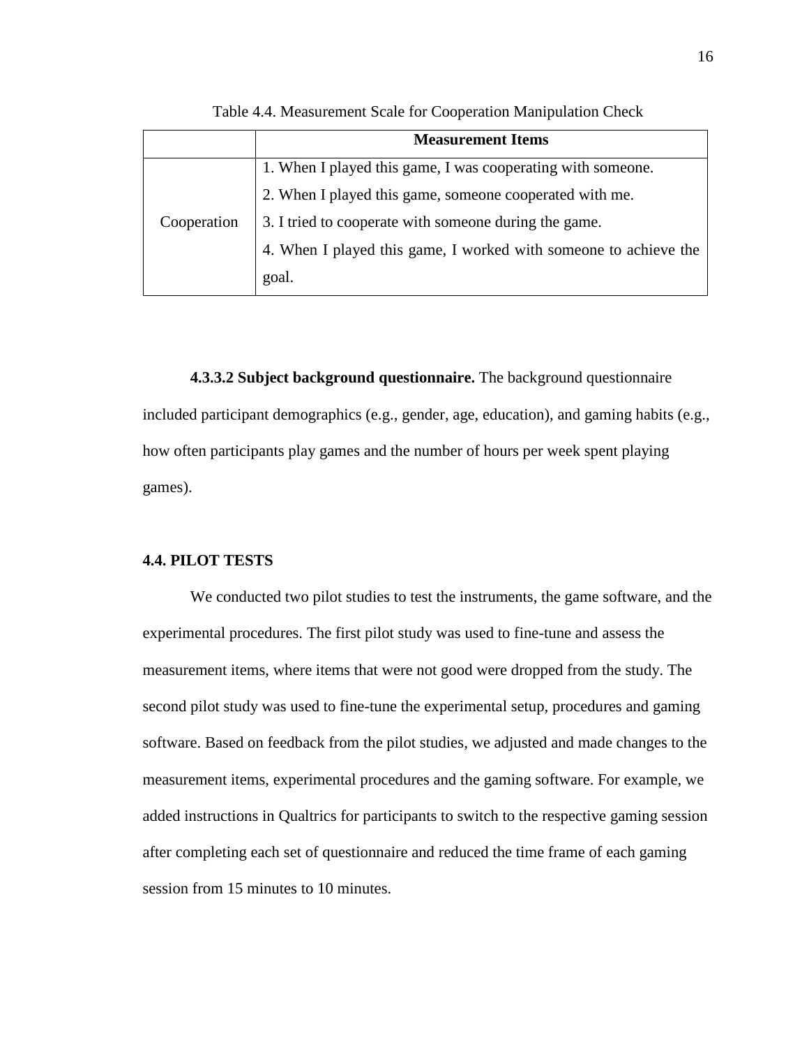Table 4.4. Measurement Scale for Cooperation Manipulation Check

| | Measurement Items |
|---|---|
| Cooperation | 1. When I played this game, I was cooperating with someone.<br>2. When I played this game, someone cooperated with me.<br>3. I tried to cooperate with someone during the game.<br>4. When I played this game, I worked with someone to achieve the goal. |

**4.3.3.2 Subject background questionnaire.** The background questionnaire included participant demographics (e.g., gender, age, education), and gaming habits (e.g., how often participants play games and the number of hours per week spent playing games).

### 4.4. PILOT TESTS

We conducted two pilot studies to test the instruments, the game software, and the experimental procedures. The first pilot study was used to fine-tune and assess the measurement items, where items that were not good were dropped from the study. The second pilot study was used to fine-tune the experimental setup, procedures and gaming software. Based on feedback from the pilot studies, we adjusted and made changes to the measurement items, experimental procedures and the gaming software. For example, we added instructions in Qualtrics for participants to switch to the respective gaming session after completing each set of questionnaire and reduced the time frame of each gaming session from 15 minutes to 10 minutes.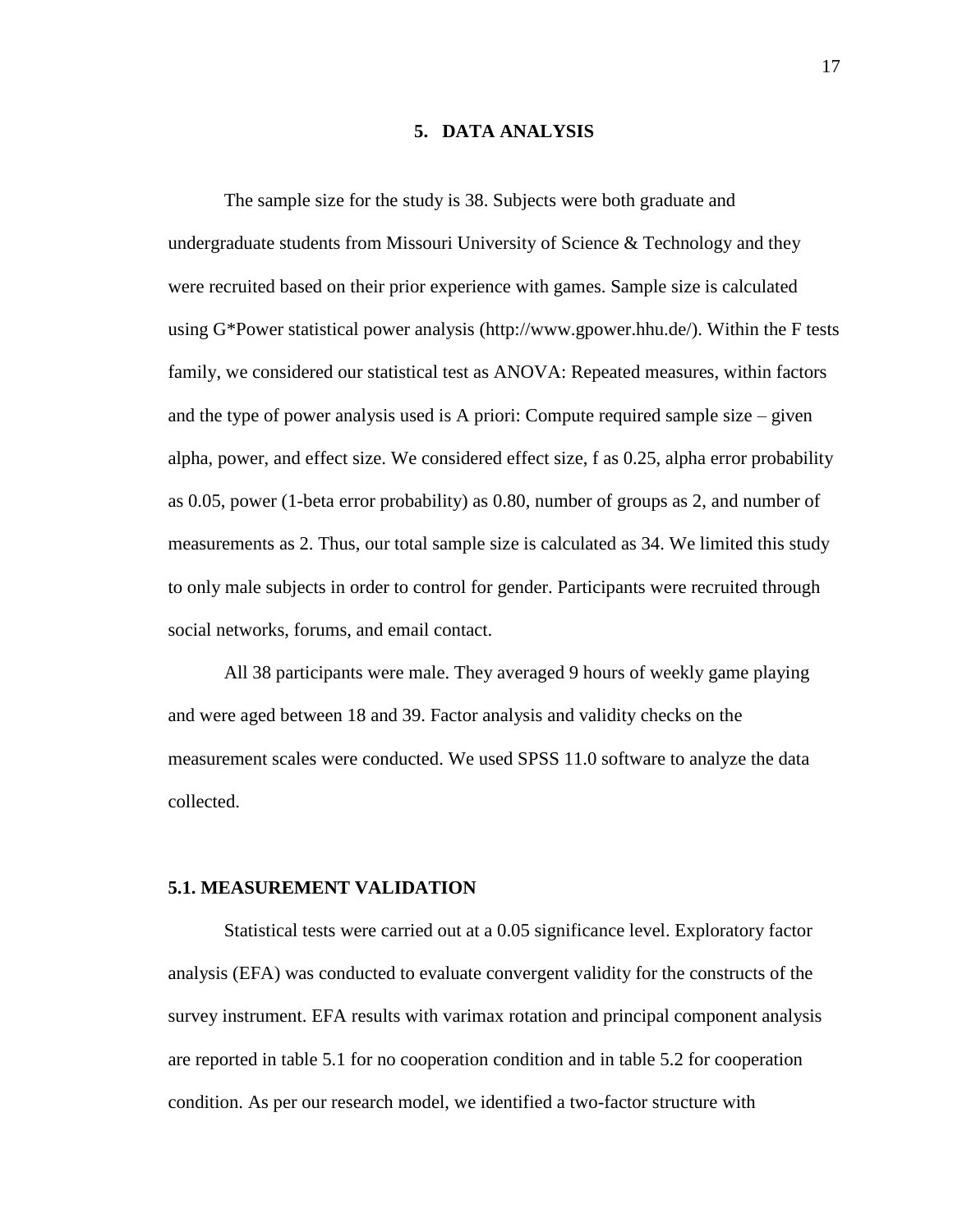# 5. DATA ANALYSIS

The sample size for the study is 38. Subjects were both graduate and undergraduate students from Missouri University of Science & Technology and they were recruited based on their prior experience with games. Sample size is calculated using G*Power statistical power analysis (http://www.gpower.hhu.de/). Within the F tests family, we considered our statistical test as ANOVA: Repeated measures, within factors and the type of power analysis used is A priori: Compute required sample size – given alpha, power, and effect size. We considered effect size, f as 0.25, alpha error probability as 0.05, power (1-beta error probability) as 0.80, number of groups as 2, and number of measurements as 2. Thus, our total sample size is calculated as 34. We limited this study to only male subjects in order to control for gender. Participants were recruited through social networks, forums, and email contact.

All 38 participants were male. They averaged 9 hours of weekly game playing and were aged between 18 and 39. Factor analysis and validity checks on the measurement scales were conducted. We used SPSS 11.0 software to analyze the data collected.

## 5.1. MEASUREMENT VALIDATION

Statistical tests were carried out at a 0.05 significance level. Exploratory factor analysis (EFA) was conducted to evaluate convergent validity for the constructs of the survey instrument. EFA results with varimax rotation and principal component analysis are reported in table 5.1 for no cooperation condition and in table 5.2 for cooperation condition. As per our research model, we identified a two-factor structure with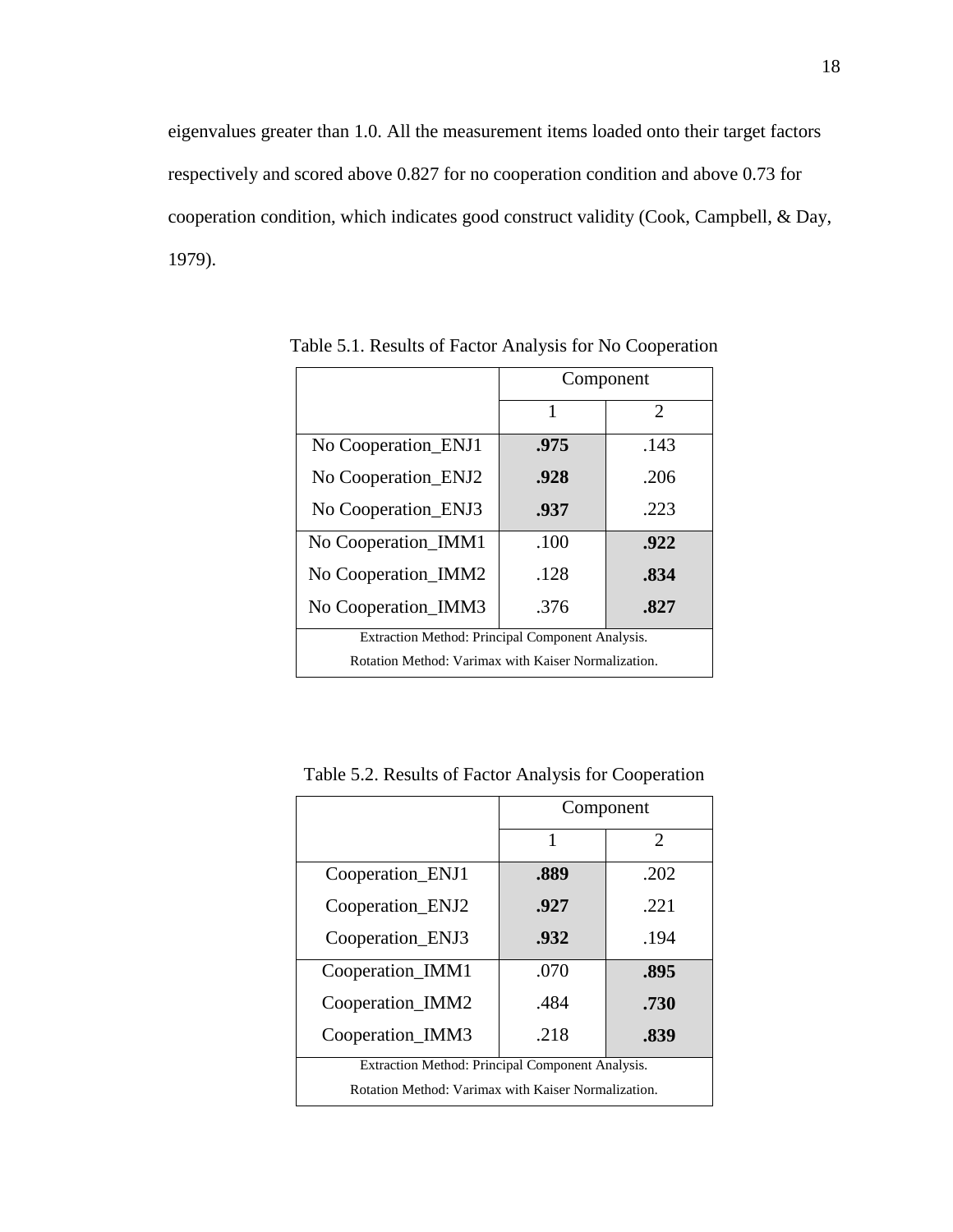eigenvalues greater than 1.0. All the measurement items loaded onto their target factors respectively and scored above 0.827 for no cooperation condition and above 0.73 for cooperation condition, which indicates good construct validity (Cook, Campbell, & Day, 1979).

Table 5.1. Results of Factor Analysis for No Cooperation

| | Component | |
|---|---|---|
| | 1 | 2 |
| No Cooperation_ENJ1 | **.975** | .143 |
| No Cooperation_ENJ2 | **.928** | .206 |
| No Cooperation_ENJ3 | **.937** | .223 |
| No Cooperation_IMM1 | .100 | **.922** |
| No Cooperation_IMM2 | .128 | **.834** |
| No Cooperation_IMM3 | .376 | **.827** |
| Extraction Method: Principal Component Analysis. Rotation Method: Varimax with Kaiser Normalization. | | |

Table 5.2. Results of Factor Analysis for Cooperation

| | Component | |
|---|---|---|
| | 1 | 2 |
| Cooperation_ENJ1 | **.889** | .202 |
| Cooperation_ENJ2 | **.927** | .221 |
| Cooperation_ENJ3 | **.932** | .194 |
| Cooperation_IMM1 | .070 | **.895** |
| Cooperation_IMM2 | .484 | **.730** |
| Cooperation_IMM3 | .218 | **.839** |
| Extraction Method: Principal Component Analysis. Rotation Method: Varimax with Kaiser Normalization. | | |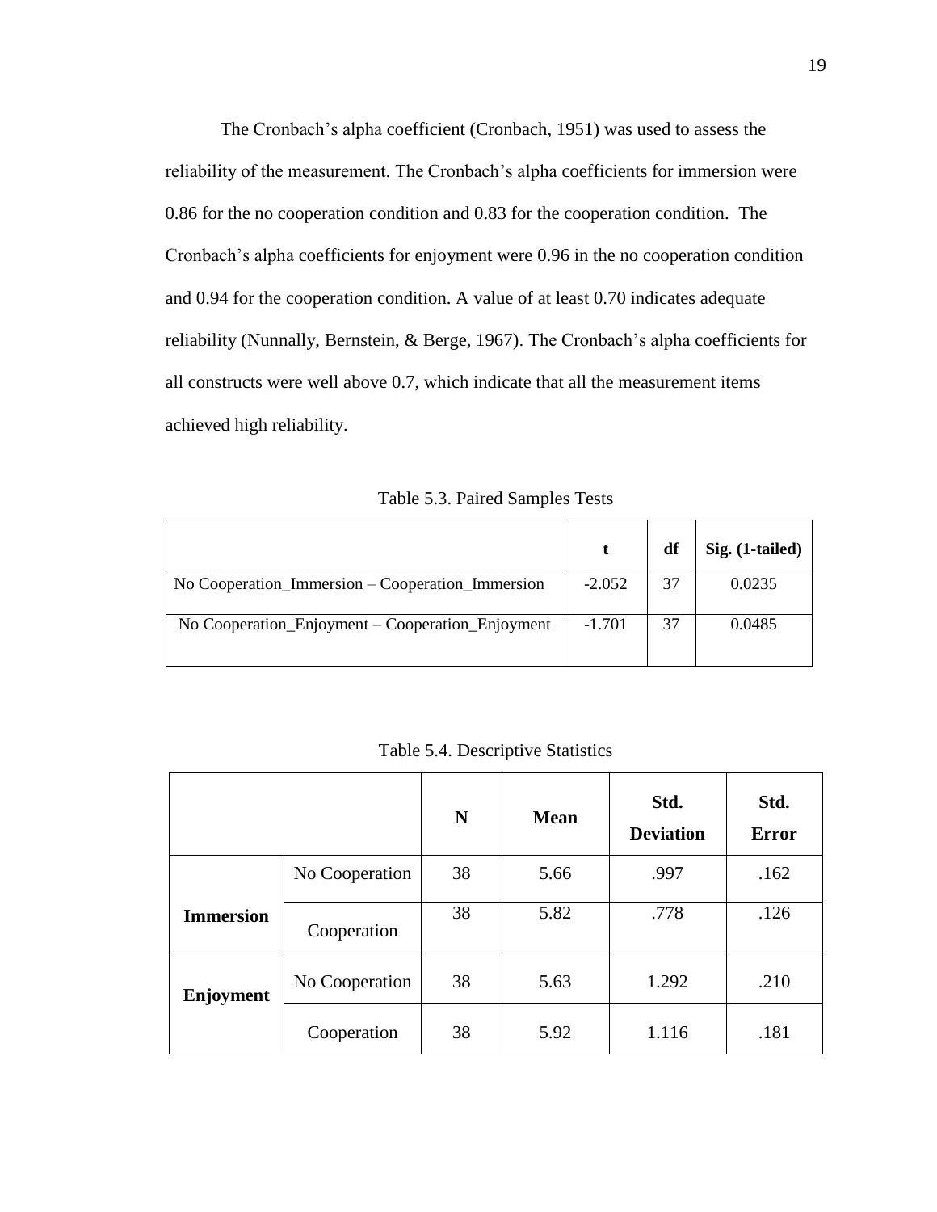The Cronbach's alpha coefficient (Cronbach, 1951) was used to assess the reliability of the measurement. The Cronbach's alpha coefficients for immersion were 0.86 for the no cooperation condition and 0.83 for the cooperation condition. The Cronbach's alpha coefficients for enjoyment were 0.96 in the no cooperation condition and 0.94 for the cooperation condition. A value of at least 0.70 indicates adequate reliability (Nunnally, Bernstein, & Berge, 1967). The Cronbach's alpha coefficients for all constructs were well above 0.7, which indicate that all the measurement items achieved high reliability.

Table 5.3. Paired Samples Tests

| | **t** | **df** | **Sig. (1-tailed)** |
|---|---|---|---|
| No Cooperation_Immersion – Cooperation_Immersion | -2.052 | 37 | 0.0235 |
| No Cooperation_Enjoyment – Cooperation_Enjoyment | -1.701 | 37 | 0.0485 |

Table 5.4. Descriptive Statistics

| | | **N** | **Mean** | **Std. Deviation** | **Std. Error** |
|---|---|---|---|---|---|
| **Immersion** | No Cooperation | 38 | 5.66 | .997 | .162 |
| | Cooperation | 38 | 5.82 | .778 | .126 |
| **Enjoyment** | No Cooperation | 38 | 5.63 | 1.292 | .210 |
| | Cooperation | 38 | 5.92 | 1.116 | .181 |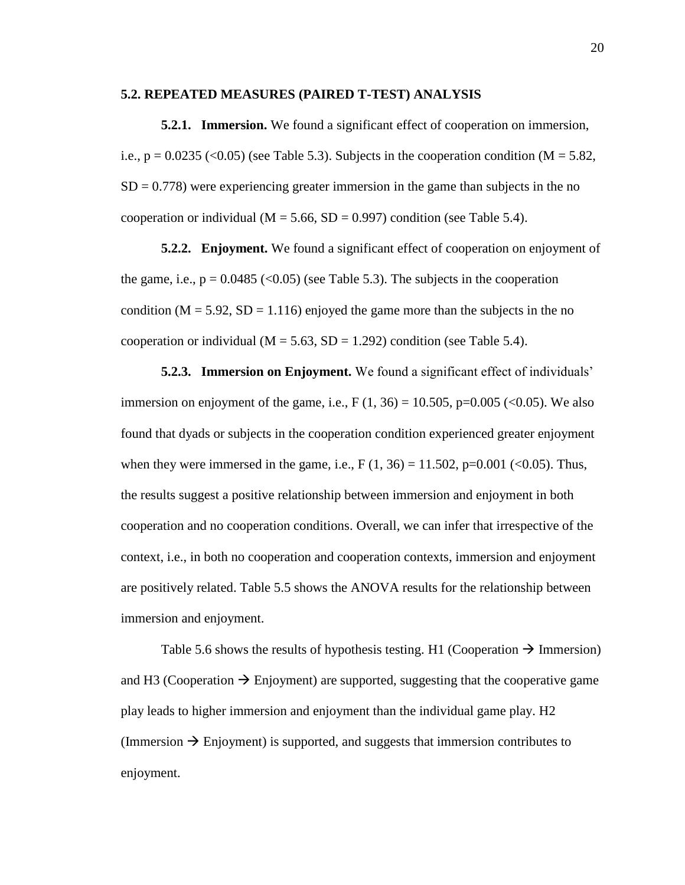## 5.2. REPEATED MEASURES (PAIRED T-TEST) ANALYSIS

**5.2.1. Immersion.** We found a significant effect of cooperation on immersion, i.e., $p = 0.0235$ ($<0.05$) (see Table 5.3). Subjects in the cooperation condition ($M = 5.82$, $SD = 0.778$) were experiencing greater immersion in the game than subjects in the no cooperation or individual ($M = 5.66$, $SD = 0.997$) condition (see Table 5.4).

**5.2.2. Enjoyment.** We found a significant effect of cooperation on enjoyment of the game, i.e., $p = 0.0485$ ($<0.05$) (see Table 5.3). The subjects in the cooperation condition ($M = 5.92$, $SD = 1.116$) enjoyed the game more than the subjects in the no cooperation or individual ($M = 5.63$, $SD = 1.292$) condition (see Table 5.4).

**5.2.3. Immersion on Enjoyment.** We found a significant effect of individuals' immersion on enjoyment of the game, i.e., $F(1, 36) = 10.505$, $p=0.005$ ($<0.05$). We also found that dyads or subjects in the cooperation condition experienced greater enjoyment when they were immersed in the game, i.e., $F(1, 36) = 11.502$, $p=0.001$ ($<0.05$). Thus, the results suggest a positive relationship between immersion and enjoyment in both cooperation and no cooperation conditions. Overall, we can infer that irrespective of the context, i.e., in both no cooperation and cooperation contexts, immersion and enjoyment are positively related. Table 5.5 shows the ANOVA results for the relationship between immersion and enjoyment.

Table 5.6 shows the results of hypothesis testing. H1 (Cooperation → Immersion) and H3 (Cooperation → Enjoyment) are supported, suggesting that the cooperative game play leads to higher immersion and enjoyment than the individual game play. H2 (Immersion → Enjoyment) is supported, and suggests that immersion contributes to enjoyment.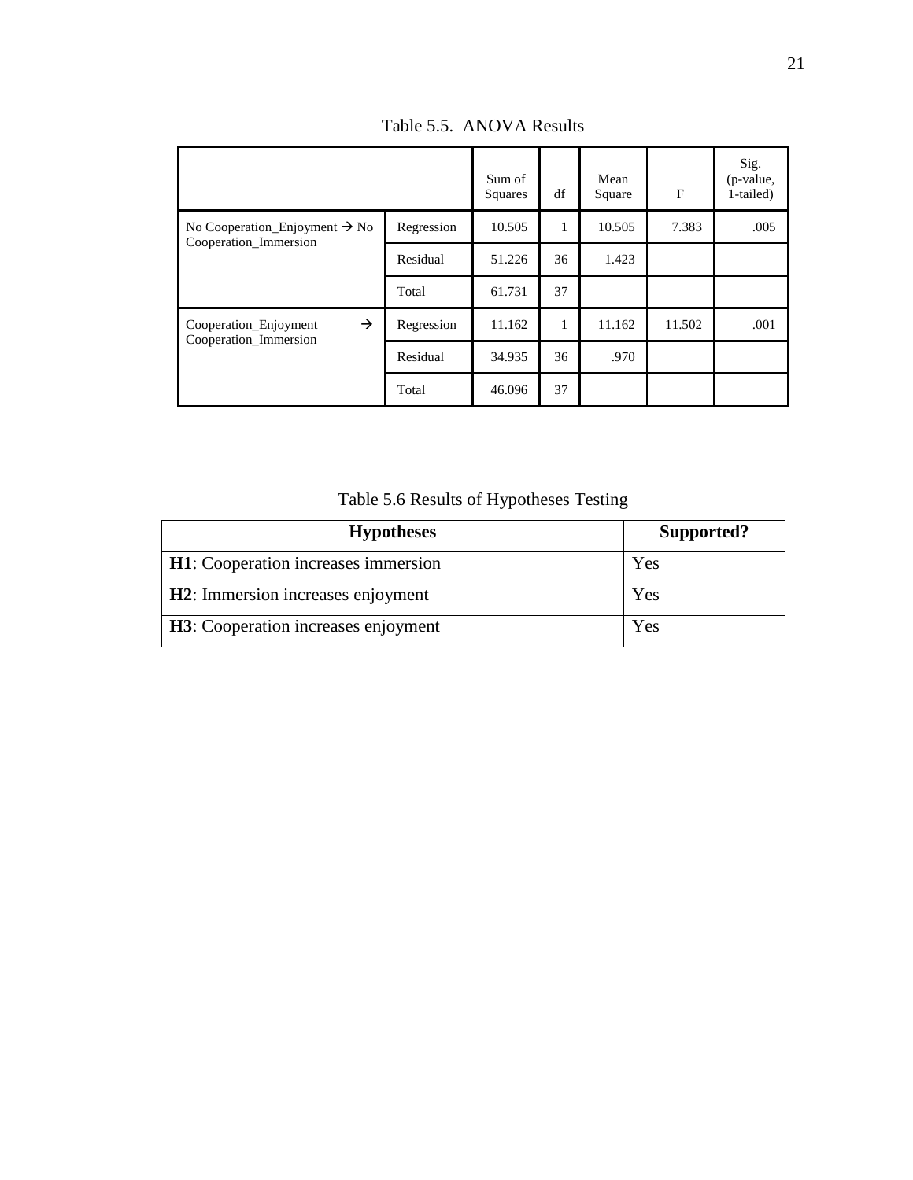Table 5.5. ANOVA Results

| | | Sum of Squares | df | Mean Square | F | Sig. (p-value, 1-tailed) |
|---|---|---|---|---|---|---|
| No Cooperation_Enjoyment → No Cooperation_Immersion | Regression | 10.505 | 1 | 10.505 | 7.383 | .005 |
| | Residual | 51.226 | 36 | 1.423 | | |
| | Total | 61.731 | 37 | | | |
| Cooperation_Enjoyment → Cooperation_Immersion | Regression | 11.162 | 1 | 11.162 | 11.502 | .001 |
| | Residual | 34.935 | 36 | .970 | | |
| | Total | 46.096 | 37 | | | |

Table 5.6 Results of Hypotheses Testing

| **Hypotheses** | **Supported?** |
|---|---|
| **H1**: Cooperation increases immersion | Yes |
| **H2**: Immersion increases enjoyment | Yes |
| **H3**: Cooperation increases enjoyment | Yes |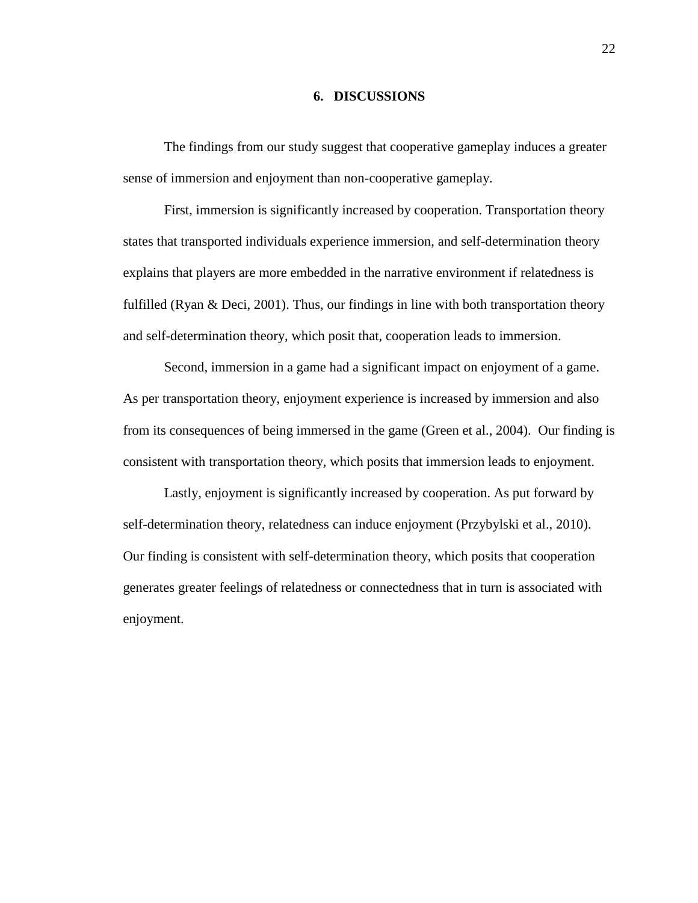# 6. DISCUSSIONS

The findings from our study suggest that cooperative gameplay induces a greater sense of immersion and enjoyment than non-cooperative gameplay.

First, immersion is significantly increased by cooperation. Transportation theory states that transported individuals experience immersion, and self-determination theory explains that players are more embedded in the narrative environment if relatedness is fulfilled (Ryan & Deci, 2001). Thus, our findings in line with both transportation theory and self-determination theory, which posit that, cooperation leads to immersion.

Second, immersion in a game had a significant impact on enjoyment of a game. As per transportation theory, enjoyment experience is increased by immersion and also from its consequences of being immersed in the game (Green et al., 2004). Our finding is consistent with transportation theory, which posits that immersion leads to enjoyment.

Lastly, enjoyment is significantly increased by cooperation. As put forward by self-determination theory, relatedness can induce enjoyment (Przybylski et al., 2010). Our finding is consistent with self-determination theory, which posits that cooperation generates greater feelings of relatedness or connectedness that in turn is associated with enjoyment.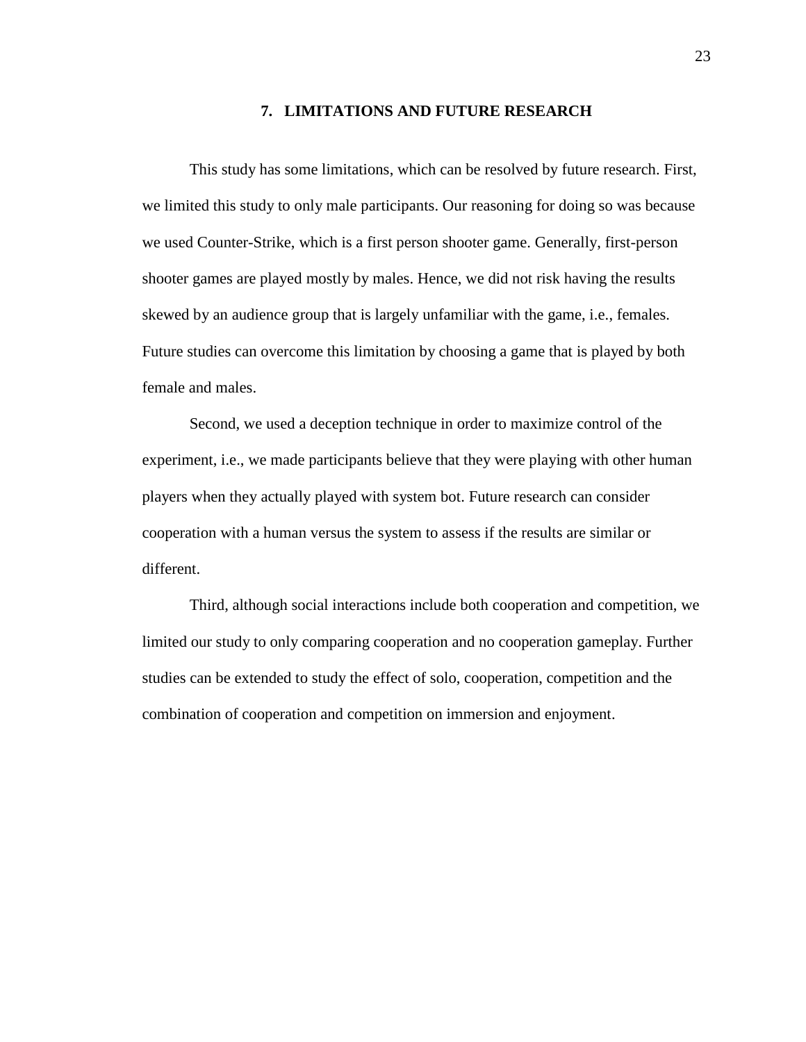## 7. LIMITATIONS AND FUTURE RESEARCH

This study has some limitations, which can be resolved by future research. First, we limited this study to only male participants. Our reasoning for doing so was because we used Counter-Strike, which is a first person shooter game. Generally, first-person shooter games are played mostly by males. Hence, we did not risk having the results skewed by an audience group that is largely unfamiliar with the game, i.e., females. Future studies can overcome this limitation by choosing a game that is played by both female and males.

Second, we used a deception technique in order to maximize control of the experiment, i.e., we made participants believe that they were playing with other human players when they actually played with system bot. Future research can consider cooperation with a human versus the system to assess if the results are similar or different.

Third, although social interactions include both cooperation and competition, we limited our study to only comparing cooperation and no cooperation gameplay. Further studies can be extended to study the effect of solo, cooperation, competition and the combination of cooperation and competition on immersion and enjoyment.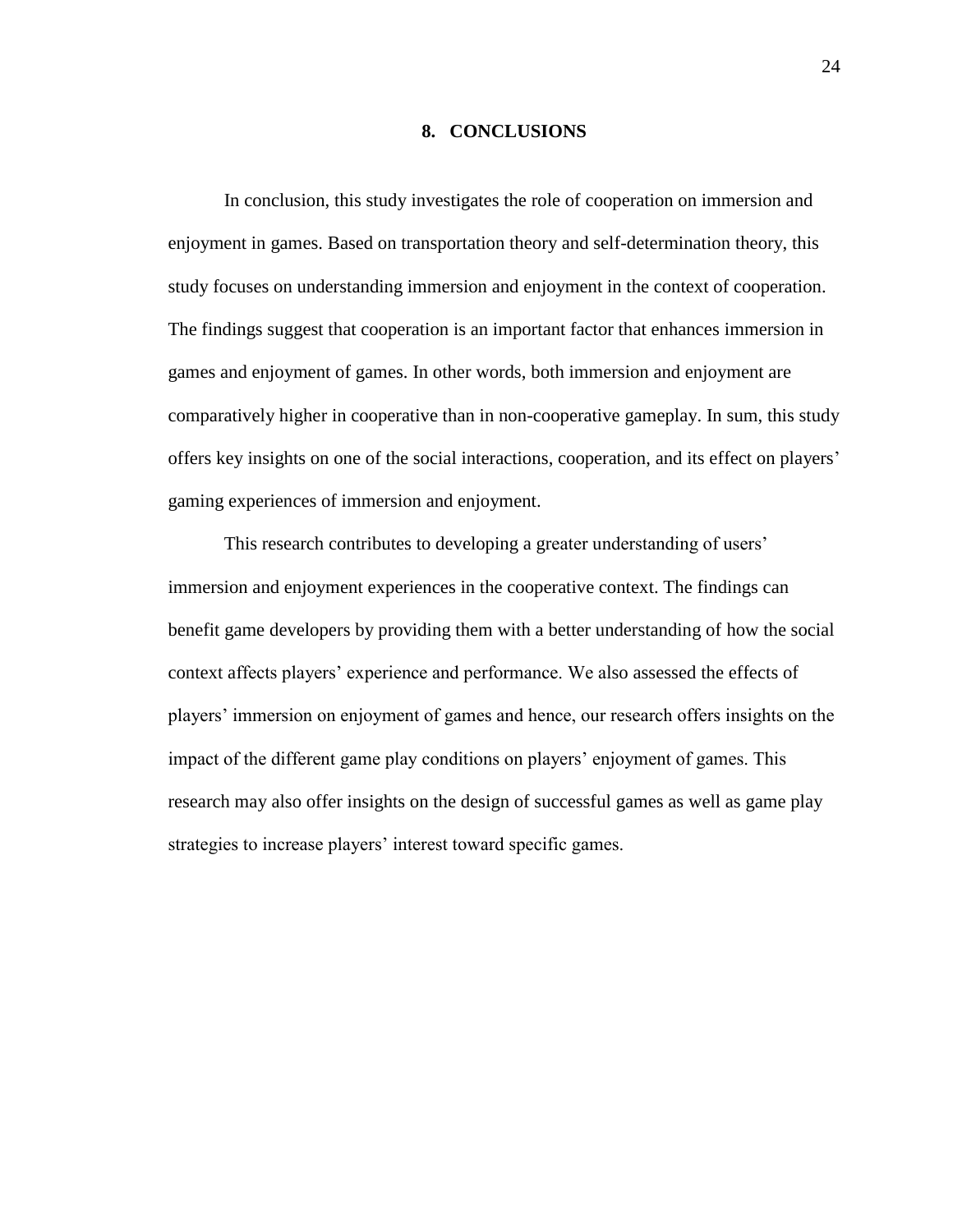## 8. CONCLUSIONS

In conclusion, this study investigates the role of cooperation on immersion and enjoyment in games. Based on transportation theory and self-determination theory, this study focuses on understanding immersion and enjoyment in the context of cooperation. The findings suggest that cooperation is an important factor that enhances immersion in games and enjoyment of games. In other words, both immersion and enjoyment are comparatively higher in cooperative than in non-cooperative gameplay. In sum, this study offers key insights on one of the social interactions, cooperation, and its effect on players' gaming experiences of immersion and enjoyment.

This research contributes to developing a greater understanding of users' immersion and enjoyment experiences in the cooperative context. The findings can benefit game developers by providing them with a better understanding of how the social context affects players' experience and performance. We also assessed the effects of players' immersion on enjoyment of games and hence, our research offers insights on the impact of the different game play conditions on players' enjoyment of games. This research may also offer insights on the design of successful games as well as game play strategies to increase players' interest toward specific games.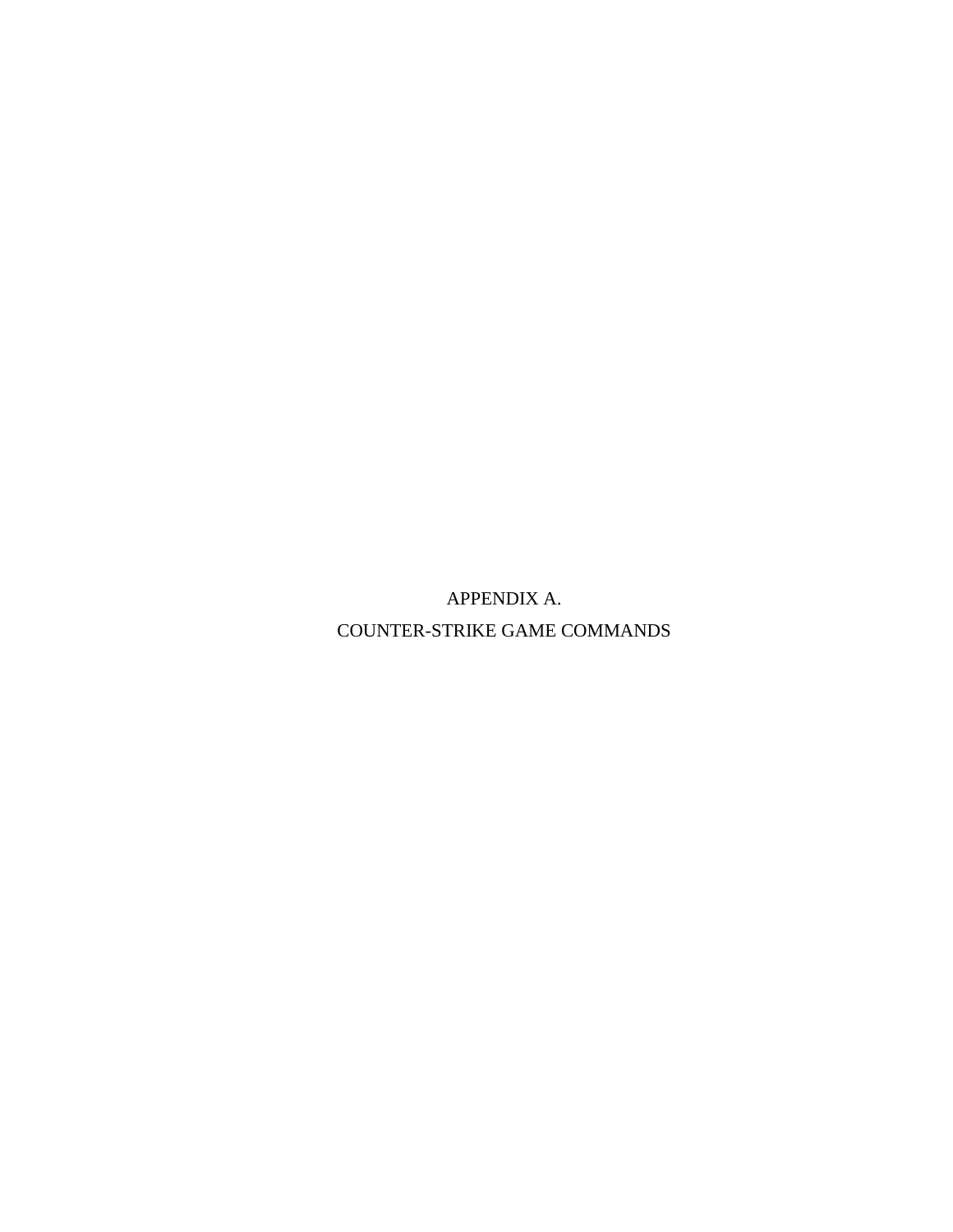# APPENDIX A.
# COUNTER-STRIKE GAME COMMANDS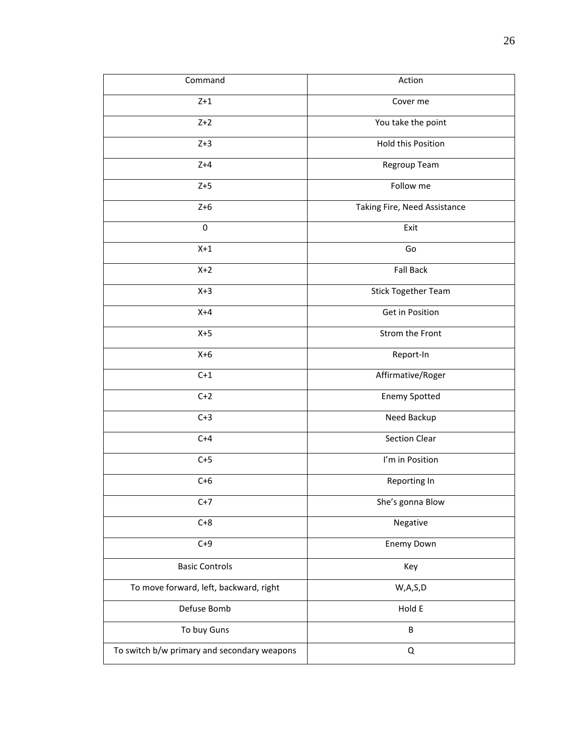| Command | Action |
| --- | --- |
| Z+1 | Cover me |
| Z+2 | You take the point |
| Z+3 | Hold this Position |
| Z+4 | Regroup Team |
| Z+5 | Follow me |
| Z+6 | Taking Fire, Need Assistance |
| 0 | Exit |
| X+1 | Go |
| X+2 | Fall Back |
| X+3 | Stick Together Team |
| X+4 | Get in Position |
| X+5 | Strom the Front |
| X+6 | Report-In |
| C+1 | Affirmative/Roger |
| C+2 | Enemy Spotted |
| C+3 | Need Backup |
| C+4 | Section Clear |
| C+5 | I'm in Position |
| C+6 | Reporting In |
| C+7 | She's gonna Blow |
| C+8 | Negative |
| C+9 | Enemy Down |
| Basic Controls | Key |
| To move forward, left, backward, right | W,A,S,D |
| Defuse Bomb | Hold E |
| To buy Guns | B |
| To switch b/w primary and secondary weapons | Q |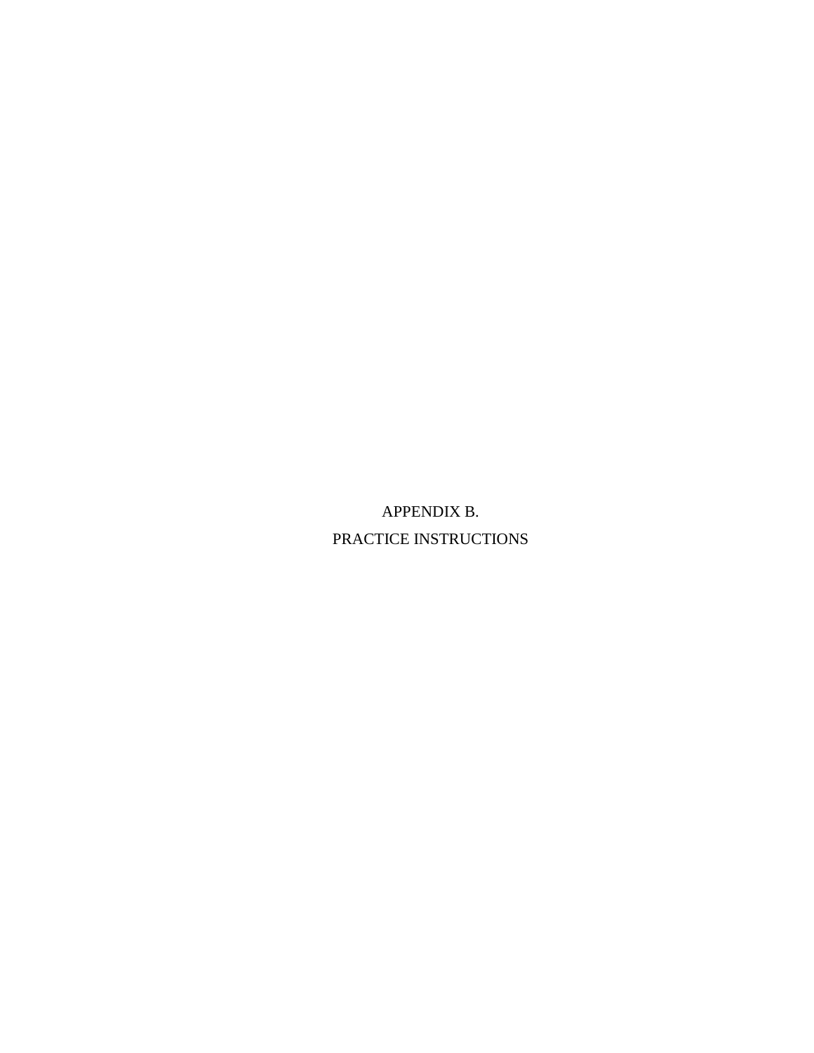# APPENDIX B.

# PRACTICE INSTRUCTIONS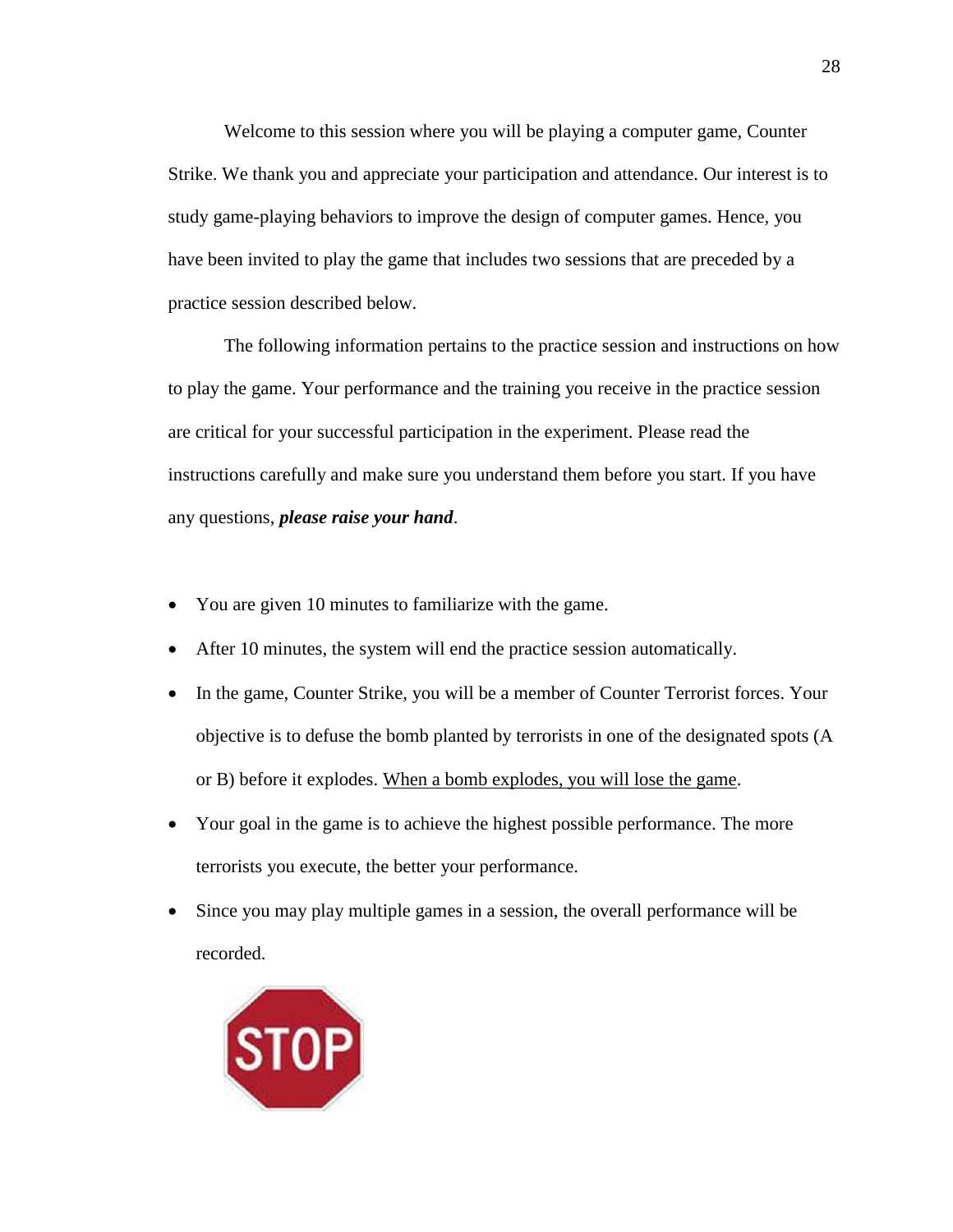Welcome to this session where you will be playing a computer game, Counter Strike. We thank you and appreciate your participation and attendance. Our interest is to study game-playing behaviors to improve the design of computer games. Hence, you have been invited to play the game that includes two sessions that are preceded by a practice session described below.

The following information pertains to the practice session and instructions on how to play the game. Your performance and the training you receive in the practice session are critical for your successful participation in the experiment. Please read the instructions carefully and make sure you understand them before you start. If you have any questions, ***please raise your hand***.

- You are given 10 minutes to familiarize with the game.
- After 10 minutes, the system will end the practice session automatically.
- In the game, Counter Strike, you will be a member of Counter Terrorist forces. Your objective is to defuse the bomb planted by terrorists in one of the designated spots (A or B) before it explodes. <u>When a bomb explodes, you will lose the game</u>.
- Your goal in the game is to achieve the highest possible performance. The more terrorists you execute, the better your performance.
- Since you may play multiple games in a session, the overall performance will be recorded.

STOP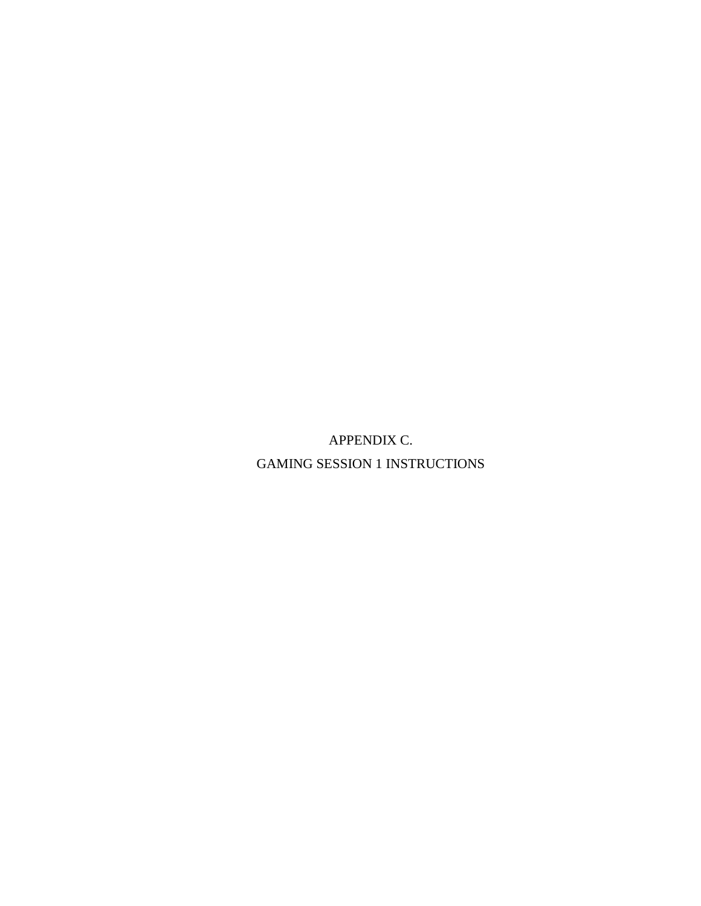# APPENDIX C.

# GAMING SESSION 1 INSTRUCTIONS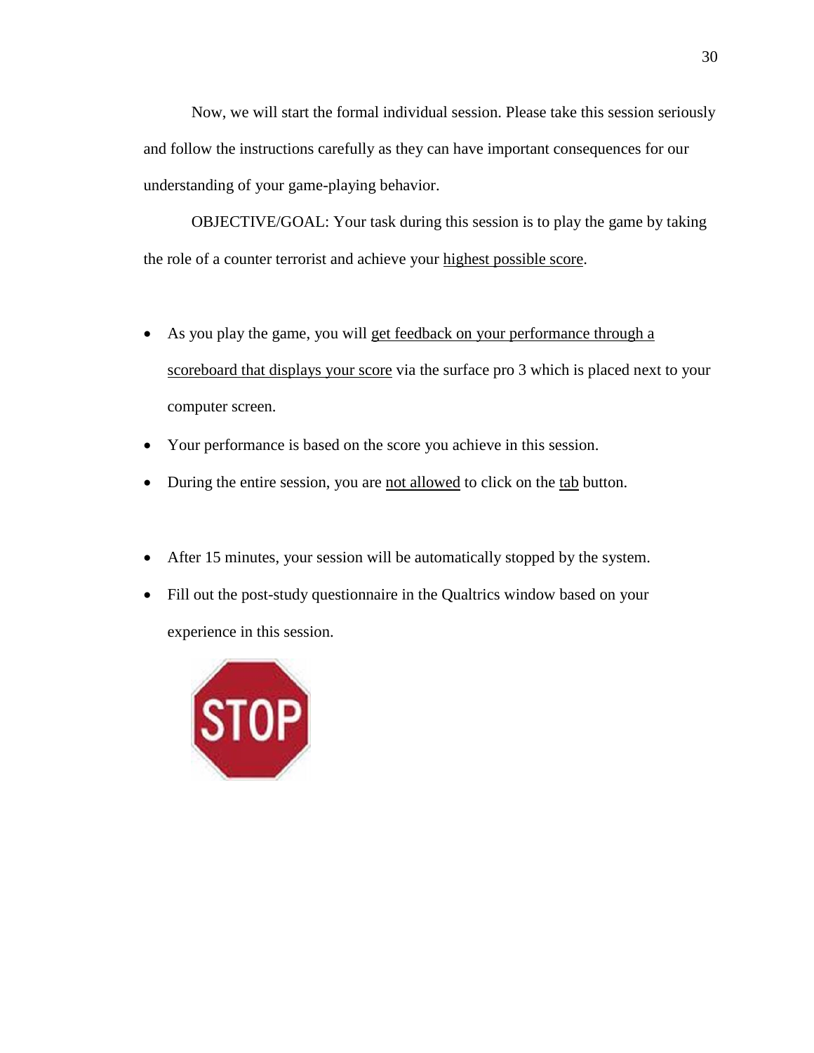Now, we will start the formal individual session. Please take this session seriously and follow the instructions carefully as they can have important consequences for our understanding of your game-playing behavior.

OBJECTIVE/GOAL: Your task during this session is to play the game by taking the role of a counter terrorist and achieve your highest possible score.

- As you play the game, you will get feedback on your performance through a scoreboard that displays your score via the surface pro 3 which is placed next to your computer screen.
- Your performance is based on the score you achieve in this session.
- During the entire session, you are not allowed to click on the tab button.
- After 15 minutes, your session will be automatically stopped by the system.
- Fill out the post-study questionnaire in the Qualtrics window based on your experience in this session.

STOP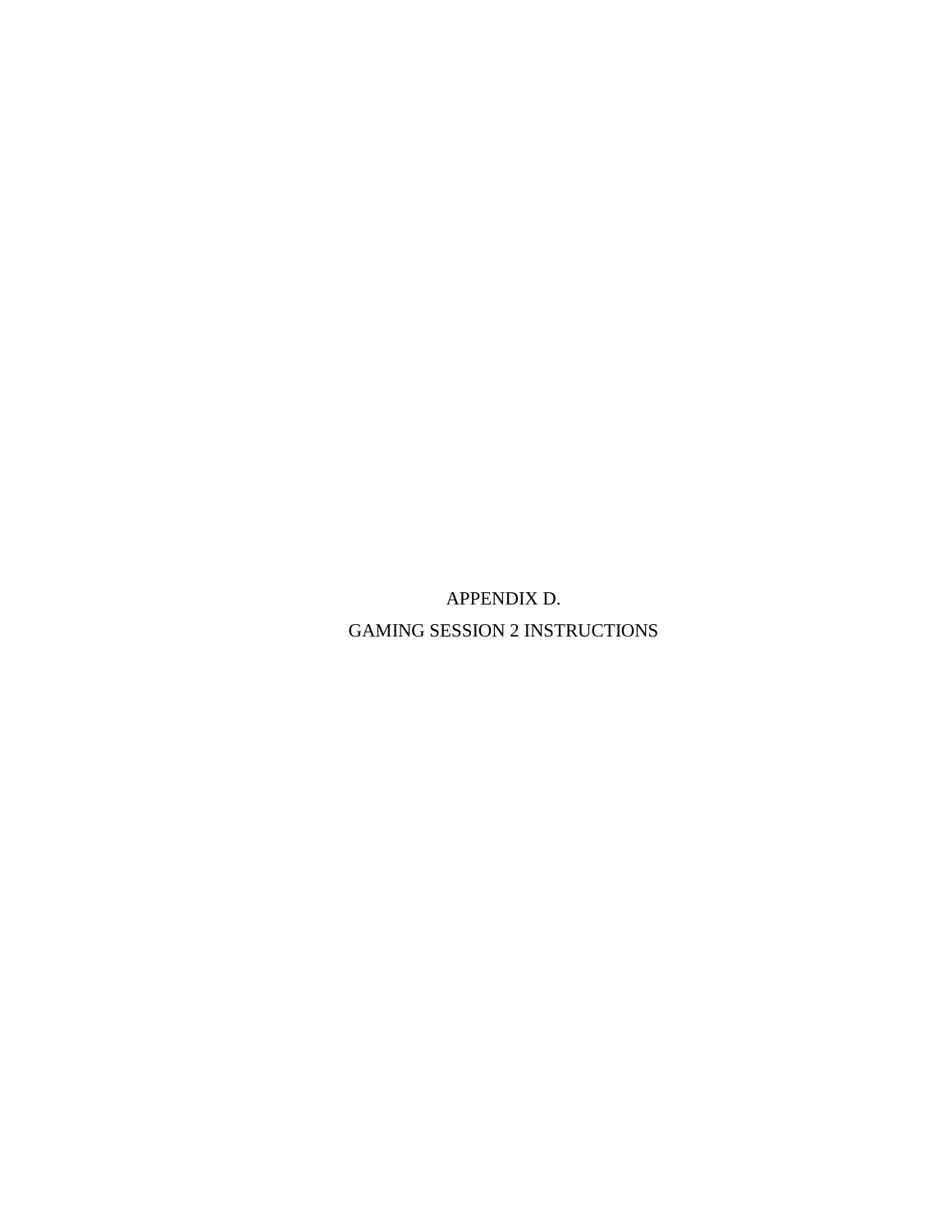# APPENDIX D.

# GAMING SESSION 2 INSTRUCTIONS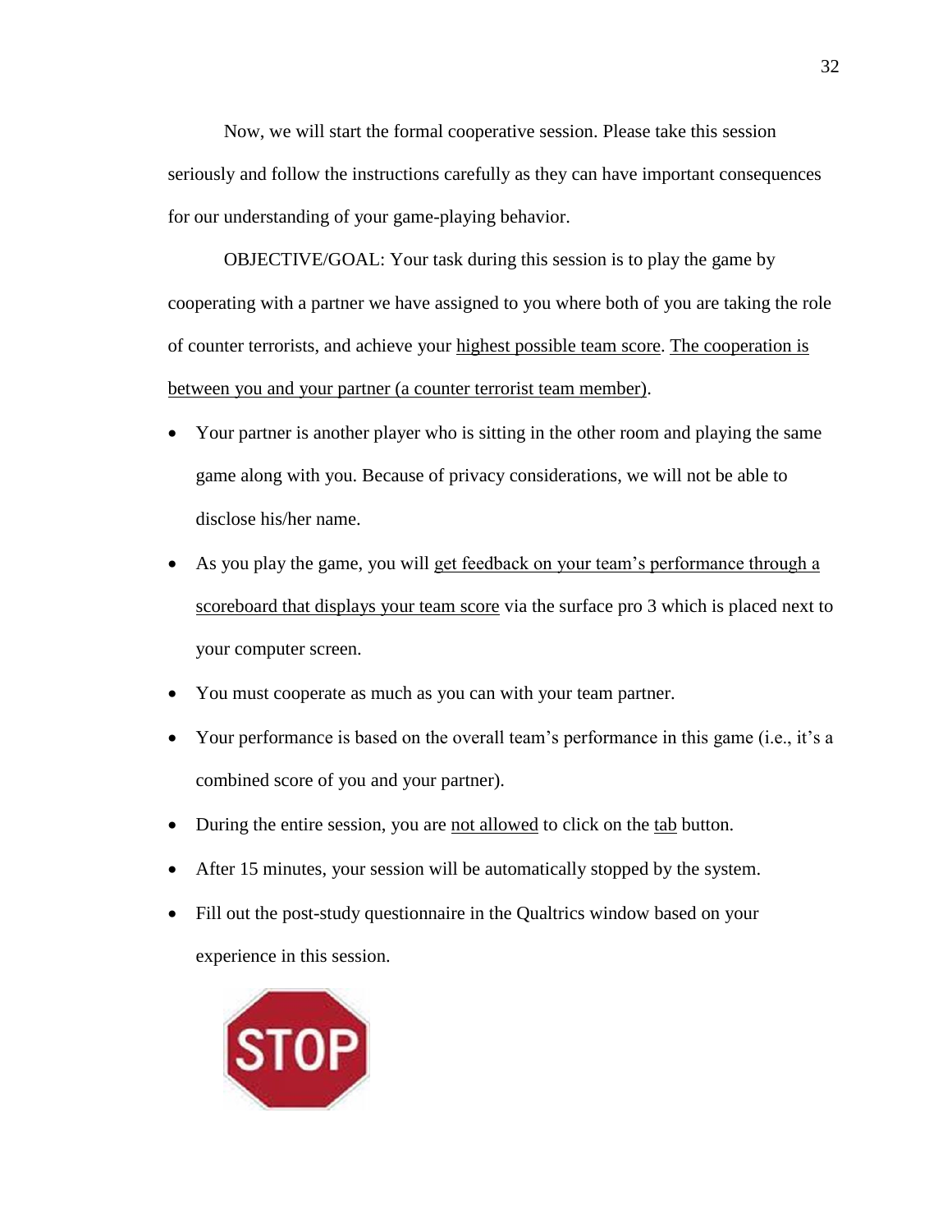Now, we will start the formal cooperative session. Please take this session seriously and follow the instructions carefully as they can have important consequences for our understanding of your game-playing behavior.

OBJECTIVE/GOAL: Your task during this session is to play the game by cooperating with a partner we have assigned to you where both of you are taking the role of counter terrorists, and achieve your highest possible team score. The cooperation is between you and your partner (a counter terrorist team member).

- Your partner is another player who is sitting in the other room and playing the same game along with you. Because of privacy considerations, we will not be able to disclose his/her name.
- As you play the game, you will get feedback on your team's performance through a scoreboard that displays your team score via the surface pro 3 which is placed next to your computer screen.
- You must cooperate as much as you can with your team partner.
- Your performance is based on the overall team's performance in this game (i.e., it's a combined score of you and your partner).
- During the entire session, you are not allowed to click on the tab button.
- After 15 minutes, your session will be automatically stopped by the system.
- Fill out the post-study questionnaire in the Qualtrics window based on your experience in this session.

STOP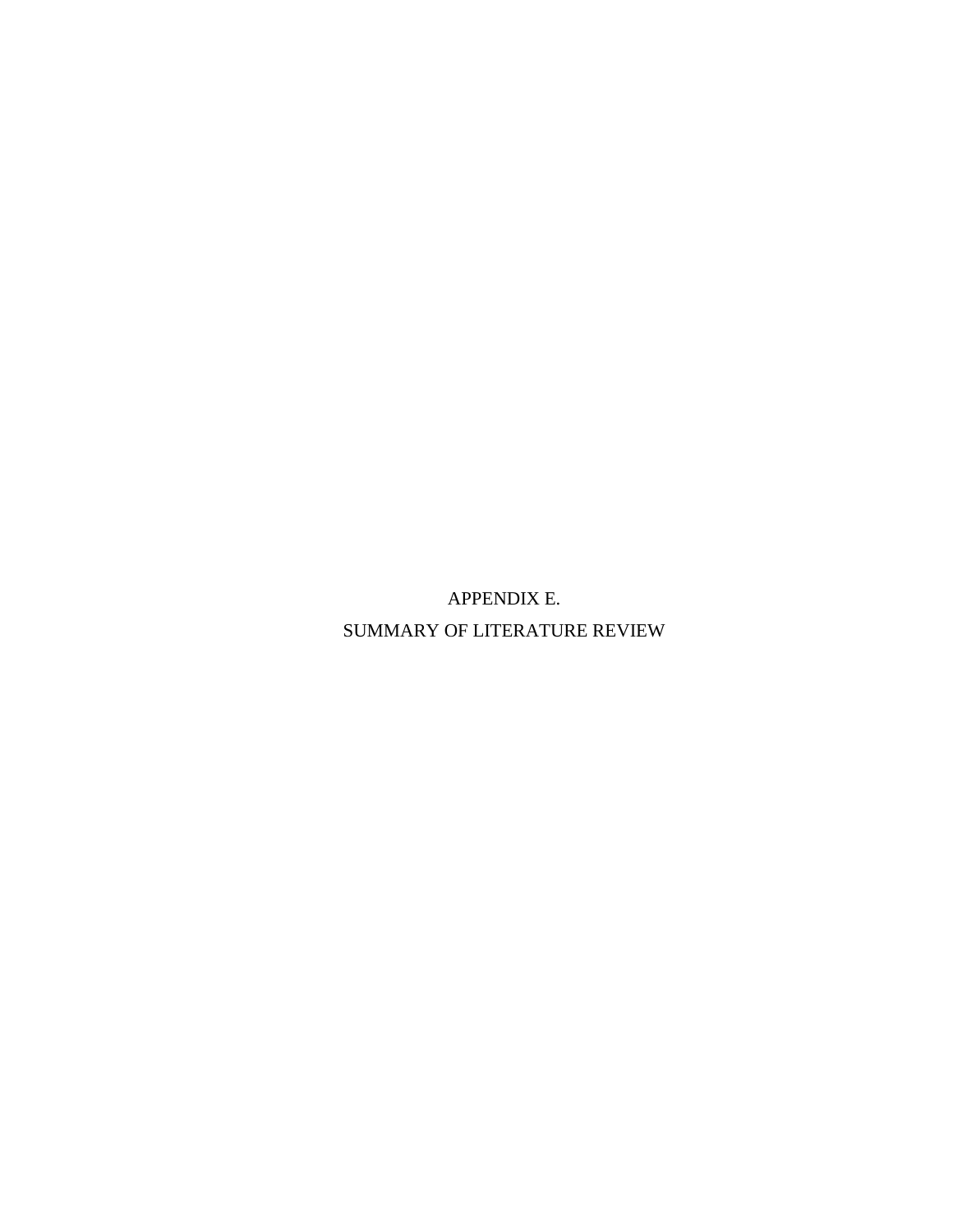# APPENDIX E.

# SUMMARY OF LITERATURE REVIEW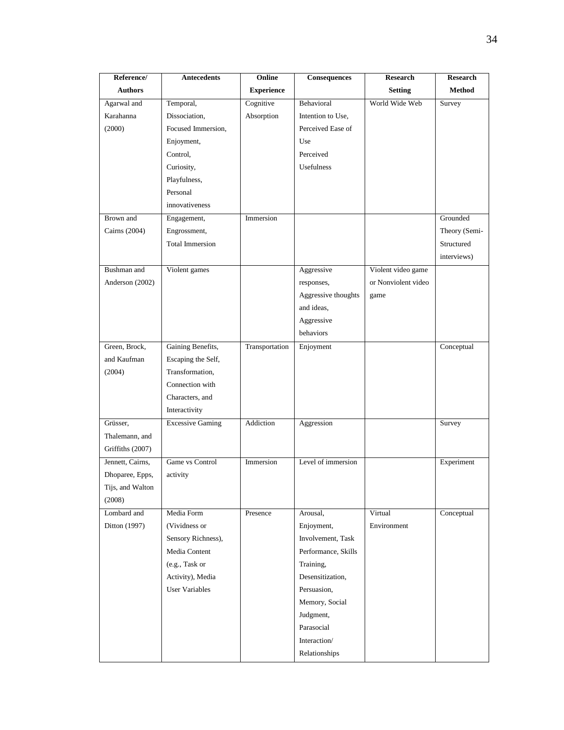| Reference/ Authors | Antecedents | Online Experience | Consequences | Research Setting | Research Method |
|---|---|---|---|---|---|
| Agarwal and Karahanna (2000) | Temporal, Dissociation, Focused Immersion, Enjoyment, Control, Curiosity, Playfulness, Personal innovativeness | Cognitive Absorption | Behavioral Intention to Use, Perceived Ease of Use Perceived Usefulness | World Wide Web | Survey |
| Brown and Cairns (2004) | Engagement, Engrossment, Total Immersion | Immersion | | | Grounded Theory (Semi-Structured interviews) |
| Bushman and Anderson (2002) | Violent games | | Aggressive responses, Aggressive thoughts and ideas, Aggressive behaviors | Violent video game or Nonviolent video game | |
| Green, Brock, and Kaufman (2004) | Gaining Benefits, Escaping the Self, Transformation, Connection with Characters, and Interactivity | Transportation | Enjoyment | | Conceptual |
| Grüsser, Thalemann, and Griffiths (2007) | Excessive Gaming | Addiction | Aggression | | Survey |
| Jennett, Cairns, Dhoparee, Epps, Tijs, and Walton (2008) | Game vs Control activity | Immersion | Level of immersion | | Experiment |
| Lombard and Ditton (1997) | Media Form (Vividness or Sensory Richness), Media Content (e.g., Task or Activity), Media User Variables | Presence | Arousal, Enjoyment, Involvement, Task Performance, Skills Training, Desensitization, Persuasion, Memory, Social Judgment, Parasocial Interaction/ Relationships | Virtual Environment | Conceptual |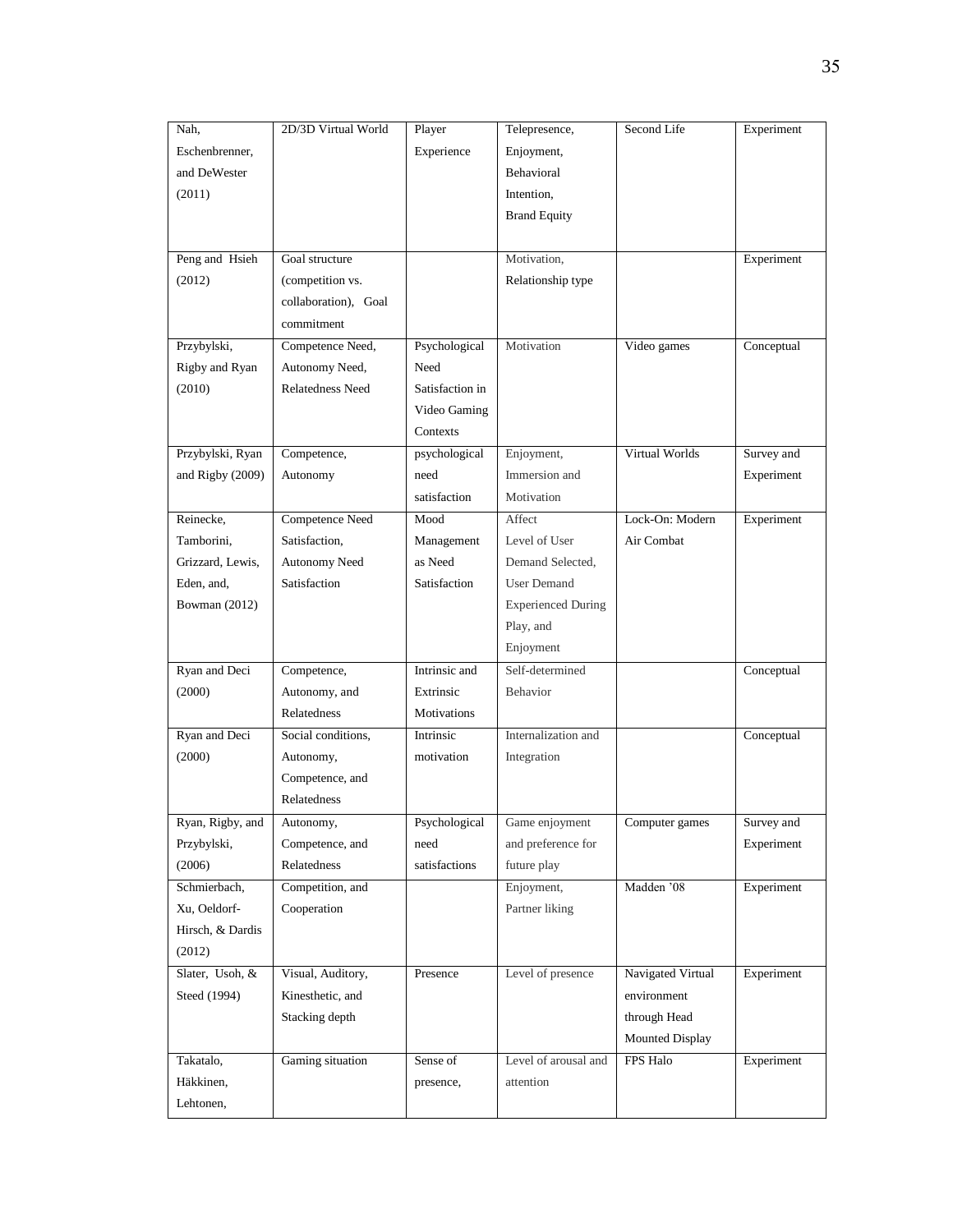| Nah, Eschenbrenner, and DeWester (2011) | 2D/3D Virtual World | Player Experience | Telepresence, Enjoyment, Behavioral Intention, Brand Equity | Second Life | Experiment |
|---|---|---|---|---|---|
| Peng and Hsieh (2012) | Goal structure (competition vs. collaboration), Goal commitment | | Motivation, Relationship type | | Experiment |
| Przybylski, Rigby and Ryan (2010) | Competence Need, Autonomy Need, Relatedness Need | Psychological Need Satisfaction in Video Gaming Contexts | Motivation | Video games | Conceptual |
| Przybylski, Ryan and Rigby (2009) | Competence, Autonomy | psychological need satisfaction | Enjoyment, Immersion and Motivation | Virtual Worlds | Survey and Experiment |
| Reinecke, Tamborini, Grizzard, Lewis, Eden, and, Bowman (2012) | Competence Need Satisfaction, Autonomy Need Satisfaction | Mood Management as Need Satisfaction | Affect Level of User Demand Selected, User Demand Experienced During Play, and Enjoyment | Lock-On: Modern Air Combat | Experiment |
| Ryan and Deci (2000) | Competence, Autonomy, and Relatedness | Intrinsic and Extrinsic Motivations | Self-determined Behavior | | Conceptual |
| Ryan and Deci (2000) | Social conditions, Autonomy, Competence, and Relatedness | Intrinsic motivation | Internalization and Integration | | Conceptual |
| Ryan, Rigby, and Przybylski, (2006) | Autonomy, Competence, and Relatedness | Psychological need satisfactions | Game enjoyment and preference for future play | Computer games | Survey and Experiment |
| Schmierbach, Xu, Oeldorf-Hirsch, & Dardis (2012) | Competition, and Cooperation | | Enjoyment, Partner liking | Madden '08 | Experiment |
| Slater, Usoh, & Steed (1994) | Visual, Auditory, Kinesthetic, and Stacking depth | Presence | Level of presence | Navigated Virtual environment through Head Mounted Display | Experiment |
| Takatalo, Häkkinen, Lehtonen, | Gaming situation | Sense of presence, | Level of arousal and attention | FPS Halo | Experiment |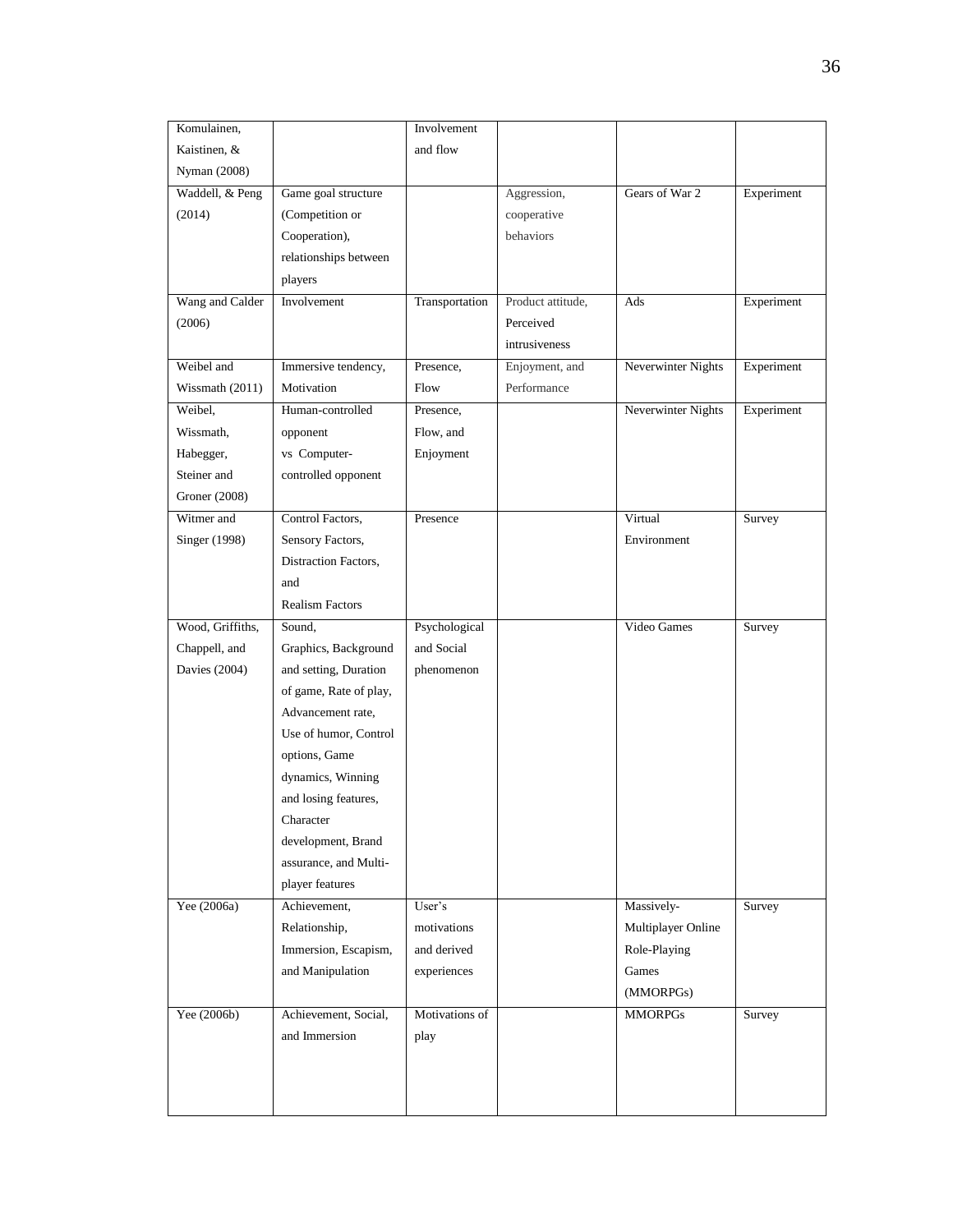| Komulainen, Kaistinen, & Nyman (2008) | | Involvement and flow | | | |
|---|---|---|---|---|---|
| Waddell, & Peng (2014) | Game goal structure (Competition or Cooperation), relationships between players | | Aggression, cooperative behaviors | Gears of War 2 | Experiment |
| Wang and Calder (2006) | Involvement | Transportation | Product attitude, Perceived intrusiveness | Ads | Experiment |
| Weibel and Wissmath (2011) | Immersive tendency, Motivation | Presence, Flow | Enjoyment, and Performance | Neverwinter Nights | Experiment |
| Weibel, Wissmath, Habegger, Steiner and Groner (2008) | Human-controlled opponent vs Computer-controlled opponent | Presence, Flow, and Enjoyment | | Neverwinter Nights | Experiment |
| Witmer and Singer (1998) | Control Factors, Sensory Factors, Distraction Factors, and Realism Factors | Presence | | Virtual Environment | Survey |
| Wood, Griffiths, Chappell, and Davies (2004) | Sound, Graphics, Background and setting, Duration of game, Rate of play, Advancement rate, Use of humor, Control options, Game dynamics, Winning and losing features, Character development, Brand assurance, and Multi-player features | Psychological and Social phenomenon | | Video Games | Survey |
| Yee (2006a) | Achievement, Relationship, Immersion, Escapism, and Manipulation | User's motivations and derived experiences | | Massively-Multiplayer Online Role-Playing Games (MMORPGs) | Survey |
| Yee (2006b) | Achievement, Social, and Immersion | Motivations of play | | MMORPGs | Survey |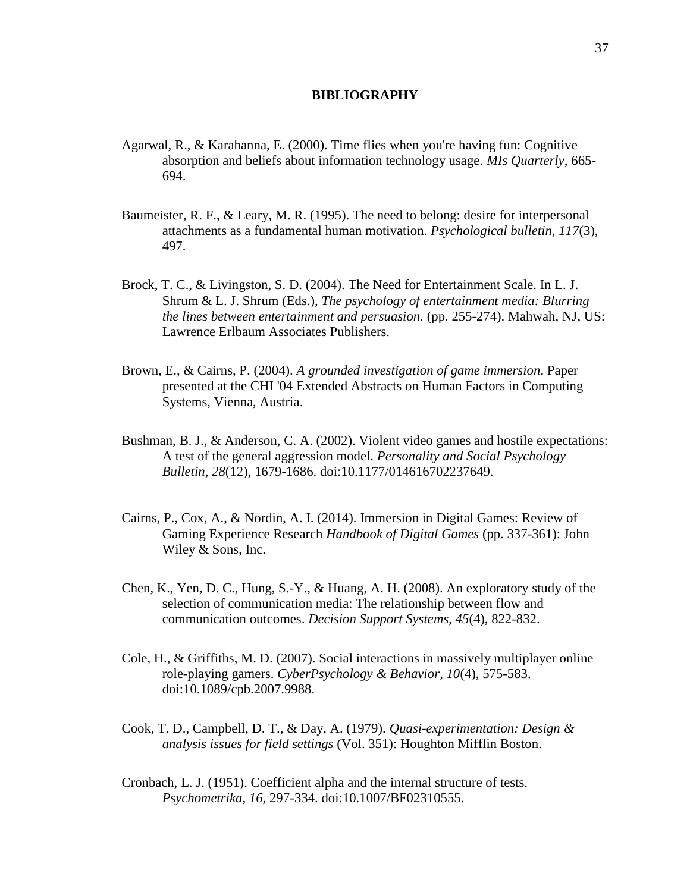# BIBLIOGRAPHY

Agarwal, R., & Karahanna, E. (2000). Time flies when you're having fun: Cognitive absorption and beliefs about information technology usage. *MIs Quarterly*, 665-694.

Baumeister, R. F., & Leary, M. R. (1995). The need to belong: desire for interpersonal attachments as a fundamental human motivation. *Psychological bulletin, 117*(3), 497.

Brock, T. C., & Livingston, S. D. (2004). The Need for Entertainment Scale. In L. J. Shrum & L. J. Shrum (Eds.), *The psychology of entertainment media: Blurring the lines between entertainment and persuasion.* (pp. 255-274). Mahwah, NJ, US: Lawrence Erlbaum Associates Publishers.

Brown, E., & Cairns, P. (2004). *A grounded investigation of game immersion*. Paper presented at the CHI '04 Extended Abstracts on Human Factors in Computing Systems, Vienna, Austria.

Bushman, B. J., & Anderson, C. A. (2002). Violent video games and hostile expectations: A test of the general aggression model. *Personality and Social Psychology Bulletin, 28*(12), 1679-1686. doi:10.1177/014616702237649.

Cairns, P., Cox, A., & Nordin, A. I. (2014). Immersion in Digital Games: Review of Gaming Experience Research *Handbook of Digital Games* (pp. 337-361): John Wiley & Sons, Inc.

Chen, K., Yen, D. C., Hung, S.-Y., & Huang, A. H. (2008). An exploratory study of the selection of communication media: The relationship between flow and communication outcomes. *Decision Support Systems, 45*(4), 822-832.

Cole, H., & Griffiths, M. D. (2007). Social interactions in massively multiplayer online role-playing gamers. *CyberPsychology & Behavior, 10*(4), 575-583. doi:10.1089/cpb.2007.9988.

Cook, T. D., Campbell, D. T., & Day, A. (1979). *Quasi-experimentation: Design & analysis issues for field settings* (Vol. 351): Houghton Mifflin Boston.

Cronbach, L. J. (1951). Coefficient alpha and the internal structure of tests. *Psychometrika, 16*, 297-334. doi:10.1007/BF02310555.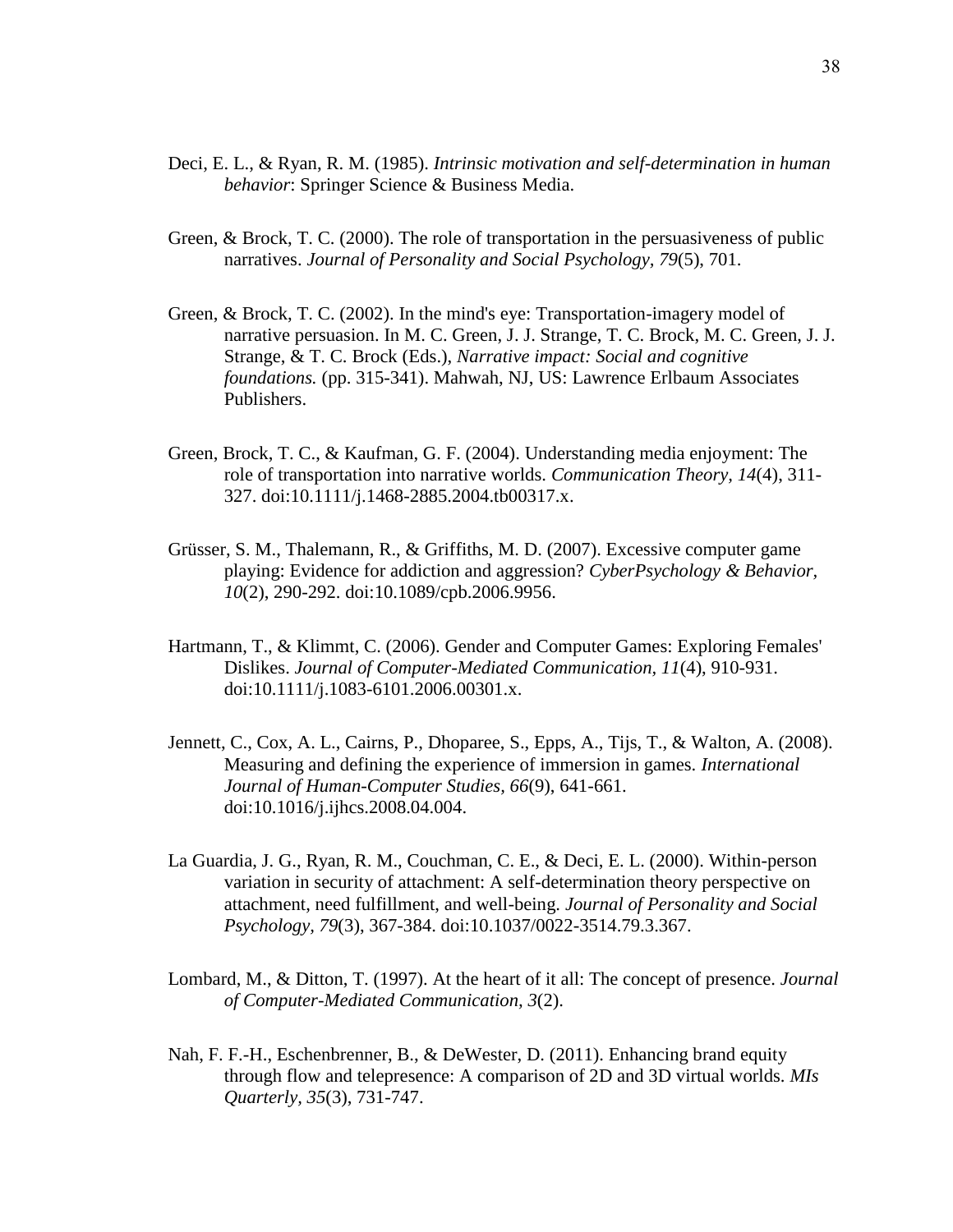Deci, E. L., & Ryan, R. M. (1985). *Intrinsic motivation and self-determination in human behavior*: Springer Science & Business Media.

Green, & Brock, T. C. (2000). The role of transportation in the persuasiveness of public narratives. *Journal of Personality and Social Psychology, 79*(5), 701.

Green, & Brock, T. C. (2002). In the mind's eye: Transportation-imagery model of narrative persuasion. In M. C. Green, J. J. Strange, T. C. Brock, M. C. Green, J. J. Strange, & T. C. Brock (Eds.), *Narrative impact: Social and cognitive foundations.* (pp. 315-341). Mahwah, NJ, US: Lawrence Erlbaum Associates Publishers.

Green, Brock, T. C., & Kaufman, G. F. (2004). Understanding media enjoyment: The role of transportation into narrative worlds. *Communication Theory, 14*(4), 311-327. doi:10.1111/j.1468-2885.2004.tb00317.x.

Grüsser, S. M., Thalemann, R., & Griffiths, M. D. (2007). Excessive computer game playing: Evidence for addiction and aggression? *CyberPsychology & Behavior, 10*(2), 290-292. doi:10.1089/cpb.2006.9956.

Hartmann, T., & Klimmt, C. (2006). Gender and Computer Games: Exploring Females' Dislikes. *Journal of Computer-Mediated Communication, 11*(4), 910-931. doi:10.1111/j.1083-6101.2006.00301.x.

Jennett, C., Cox, A. L., Cairns, P., Dhoparee, S., Epps, A., Tijs, T., & Walton, A. (2008). Measuring and defining the experience of immersion in games. *International Journal of Human-Computer Studies, 66*(9), 641-661. doi:10.1016/j.ijhcs.2008.04.004.

La Guardia, J. G., Ryan, R. M., Couchman, C. E., & Deci, E. L. (2000). Within-person variation in security of attachment: A self-determination theory perspective on attachment, need fulfillment, and well-being. *Journal of Personality and Social Psychology, 79*(3), 367-384. doi:10.1037/0022-3514.79.3.367.

Lombard, M., & Ditton, T. (1997). At the heart of it all: The concept of presence. *Journal of Computer-Mediated Communication, 3*(2).

Nah, F. F.-H., Eschenbrenner, B., & DeWester, D. (2011). Enhancing brand equity through flow and telepresence: A comparison of 2D and 3D virtual worlds. *MIs Quarterly, 35*(3), 731-747.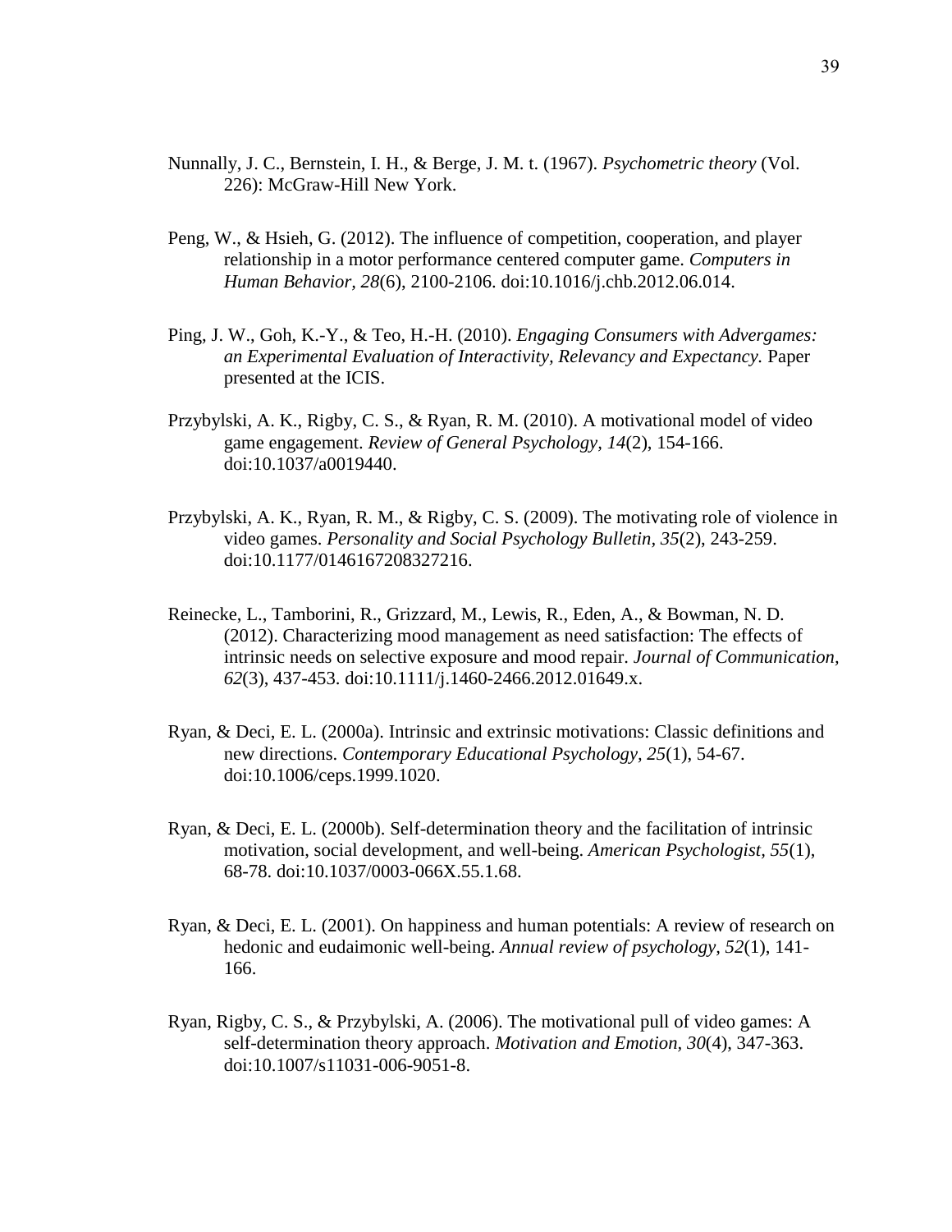Nunnally, J. C., Bernstein, I. H., & Berge, J. M. t. (1967). *Psychometric theory* (Vol. 226): McGraw-Hill New York.

Peng, W., & Hsieh, G. (2012). The influence of competition, cooperation, and player relationship in a motor performance centered computer game. *Computers in Human Behavior, 28*(6), 2100-2106. doi:10.1016/j.chb.2012.06.014.

Ping, J. W., Goh, K.-Y., & Teo, H.-H. (2010). *Engaging Consumers with Advergames: an Experimental Evaluation of Interactivity, Relevancy and Expectancy.* Paper presented at the ICIS.

Przybylski, A. K., Rigby, C. S., & Ryan, R. M. (2010). A motivational model of video game engagement. *Review of General Psychology, 14*(2), 154-166. doi:10.1037/a0019440.

Przybylski, A. K., Ryan, R. M., & Rigby, C. S. (2009). The motivating role of violence in video games. *Personality and Social Psychology Bulletin, 35*(2), 243-259. doi:10.1177/0146167208327216.

Reinecke, L., Tamborini, R., Grizzard, M., Lewis, R., Eden, A., & Bowman, N. D. (2012). Characterizing mood management as need satisfaction: The effects of intrinsic needs on selective exposure and mood repair. *Journal of Communication, 62*(3), 437-453. doi:10.1111/j.1460-2466.2012.01649.x.

Ryan, & Deci, E. L. (2000a). Intrinsic and extrinsic motivations: Classic definitions and new directions. *Contemporary Educational Psychology, 25*(1), 54-67. doi:10.1006/ceps.1999.1020.

Ryan, & Deci, E. L. (2000b). Self-determination theory and the facilitation of intrinsic motivation, social development, and well-being. *American Psychologist, 55*(1), 68-78. doi:10.1037/0003-066X.55.1.68.

Ryan, & Deci, E. L. (2001). On happiness and human potentials: A review of research on hedonic and eudaimonic well-being. *Annual review of psychology, 52*(1), 141-166.

Ryan, Rigby, C. S., & Przybylski, A. (2006). The motivational pull of video games: A self-determination theory approach. *Motivation and Emotion, 30*(4), 347-363. doi:10.1007/s11031-006-9051-8.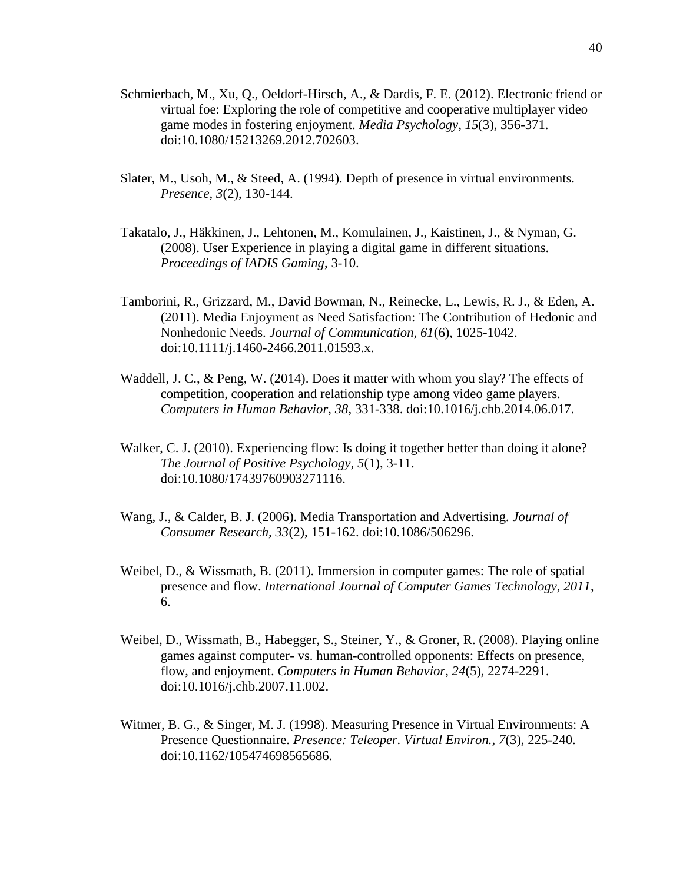Schmierbach, M., Xu, Q., Oeldorf-Hirsch, A., & Dardis, F. E. (2012). Electronic friend or virtual foe: Exploring the role of competitive and cooperative multiplayer video game modes in fostering enjoyment. *Media Psychology, 15*(3), 356-371. doi:10.1080/15213269.2012.702603.

Slater, M., Usoh, M., & Steed, A. (1994). Depth of presence in virtual environments. *Presence, 3*(2), 130-144.

Takatalo, J., Häkkinen, J., Lehtonen, M., Komulainen, J., Kaistinen, J., & Nyman, G. (2008). User Experience in playing a digital game in different situations. *Proceedings of IADIS Gaming*, 3-10.

Tamborini, R., Grizzard, M., David Bowman, N., Reinecke, L., Lewis, R. J., & Eden, A. (2011). Media Enjoyment as Need Satisfaction: The Contribution of Hedonic and Nonhedonic Needs. *Journal of Communication, 61*(6), 1025-1042. doi:10.1111/j.1460-2466.2011.01593.x.

Waddell, J. C., & Peng, W. (2014). Does it matter with whom you slay? The effects of competition, cooperation and relationship type among video game players. *Computers in Human Behavior, 38*, 331-338. doi:10.1016/j.chb.2014.06.017.

Walker, C. J. (2010). Experiencing flow: Is doing it together better than doing it alone? *The Journal of Positive Psychology, 5*(1), 3-11. doi:10.1080/17439760903271116.

Wang, J., & Calder, B. J. (2006). Media Transportation and Advertising. *Journal of Consumer Research, 33*(2), 151-162. doi:10.1086/506296.

Weibel, D., & Wissmath, B. (2011). Immersion in computer games: The role of spatial presence and flow. *International Journal of Computer Games Technology, 2011*, 6.

Weibel, D., Wissmath, B., Habegger, S., Steiner, Y., & Groner, R. (2008). Playing online games against computer- vs. human-controlled opponents: Effects on presence, flow, and enjoyment. *Computers in Human Behavior, 24*(5), 2274-2291. doi:10.1016/j.chb.2007.11.002.

Witmer, B. G., & Singer, M. J. (1998). Measuring Presence in Virtual Environments: A Presence Questionnaire. *Presence: Teleoper. Virtual Environ., 7*(3), 225-240. doi:10.1162/105474698565686.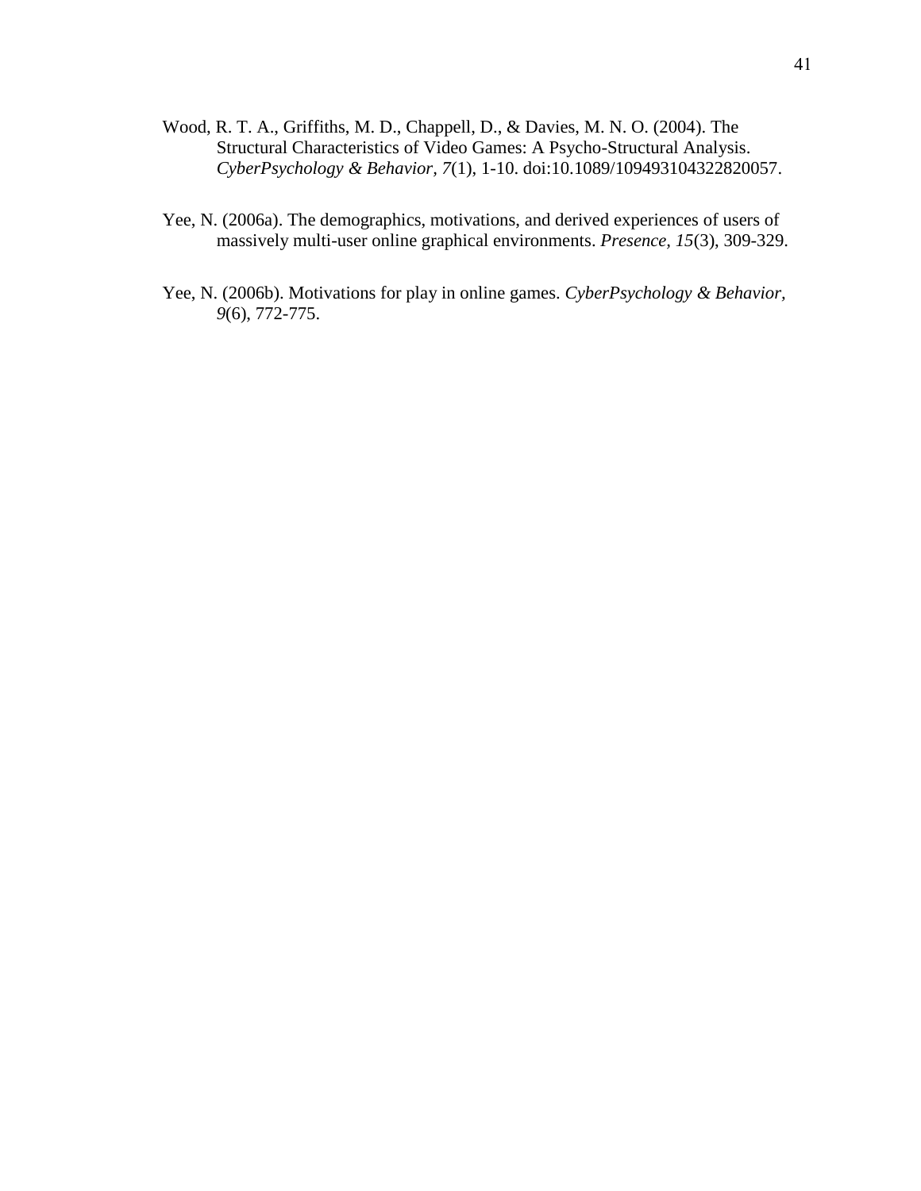Wood, R. T. A., Griffiths, M. D., Chappell, D., & Davies, M. N. O. (2004). The Structural Characteristics of Video Games: A Psycho-Structural Analysis. *CyberPsychology & Behavior, 7*(1), 1-10. doi:10.1089/109493104322820057.

Yee, N. (2006a). The demographics, motivations, and derived experiences of users of massively multi-user online graphical environments. *Presence, 15*(3), 309-329.

Yee, N. (2006b). Motivations for play in online games. *CyberPsychology & Behavior, 9*(6), 772-775.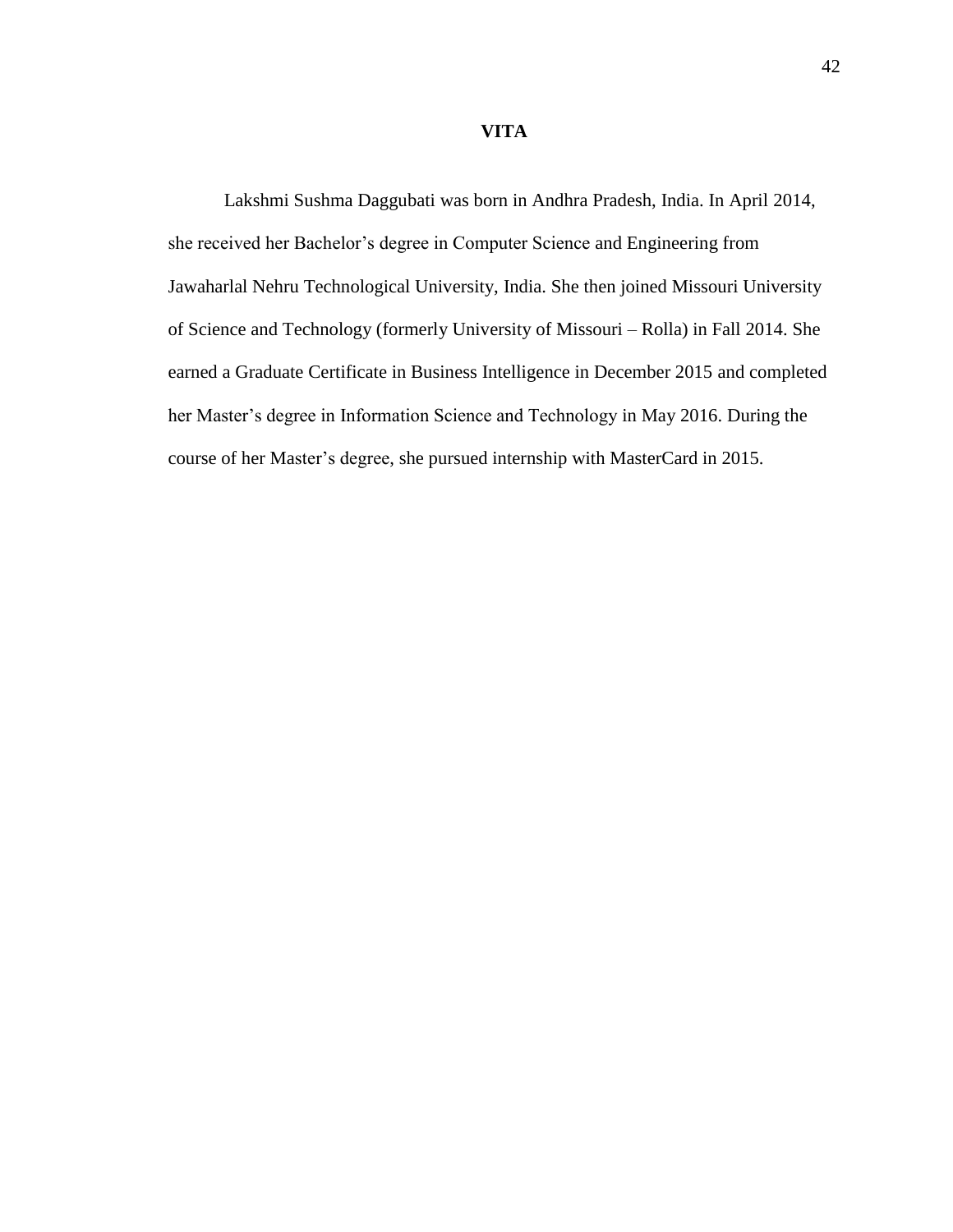# VITA

Lakshmi Sushma Daggubati was born in Andhra Pradesh, India. In April 2014, she received her Bachelor's degree in Computer Science and Engineering from Jawaharlal Nehru Technological University, India. She then joined Missouri University of Science and Technology (formerly University of Missouri – Rolla) in Fall 2014. She earned a Graduate Certificate in Business Intelligence in December 2015 and completed her Master's degree in Information Science and Technology in May 2016. During the course of her Master's degree, she pursued internship with MasterCard in 2015.